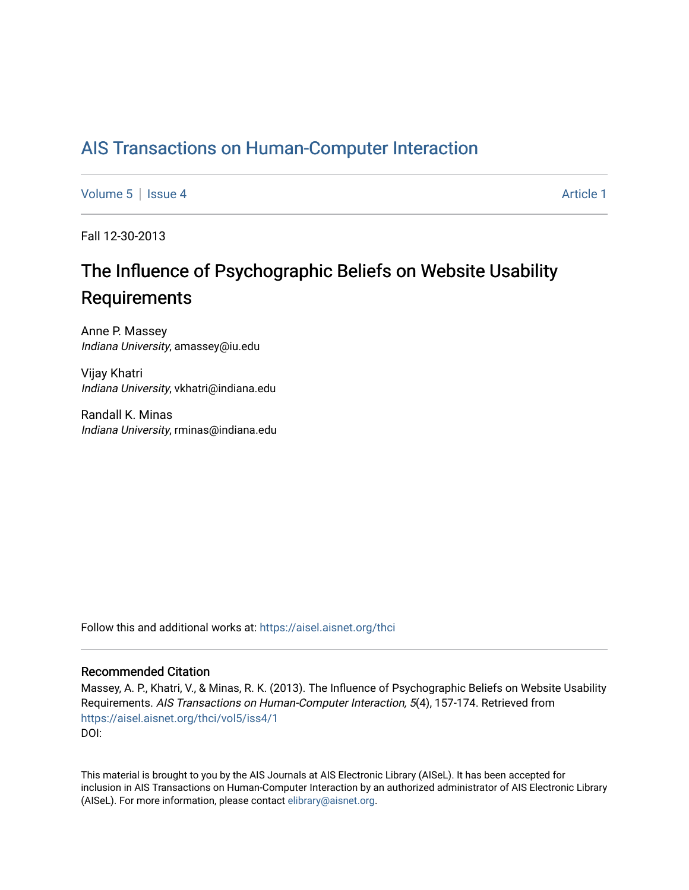# AIS Transactions on Human-Computer Interaction

Volume 5 | Issue 4 Article 1

Fall 12-30-2013

## The Influence of Psychographic Beliefs on Website Usability Requirements

Anne P. Massey
*Indiana University*, amassey@iu.edu

Vijay Khatri
*Indiana University*, vkhatri@indiana.edu

Randall K. Minas
*Indiana University*, rminas@indiana.edu

Follow this and additional works at: https://aisel.aisnet.org/thci

### Recommended Citation

Massey, A. P., Khatri, V., & Minas, R. K. (2013). The Influence of Psychographic Beliefs on Website Usability Requirements. *AIS Transactions on Human-Computer Interaction, 5*(4), 157-174. Retrieved from https://aisel.aisnet.org/thci/vol5/iss4/1
DOI:

This material is brought to you by the AIS Journals at AIS Electronic Library (AISeL). It has been accepted for inclusion in AIS Transactions on Human-Computer Interaction by an authorized administrator of AIS Electronic Library (AISeL). For more information, please contact elibrary@aisnet.org.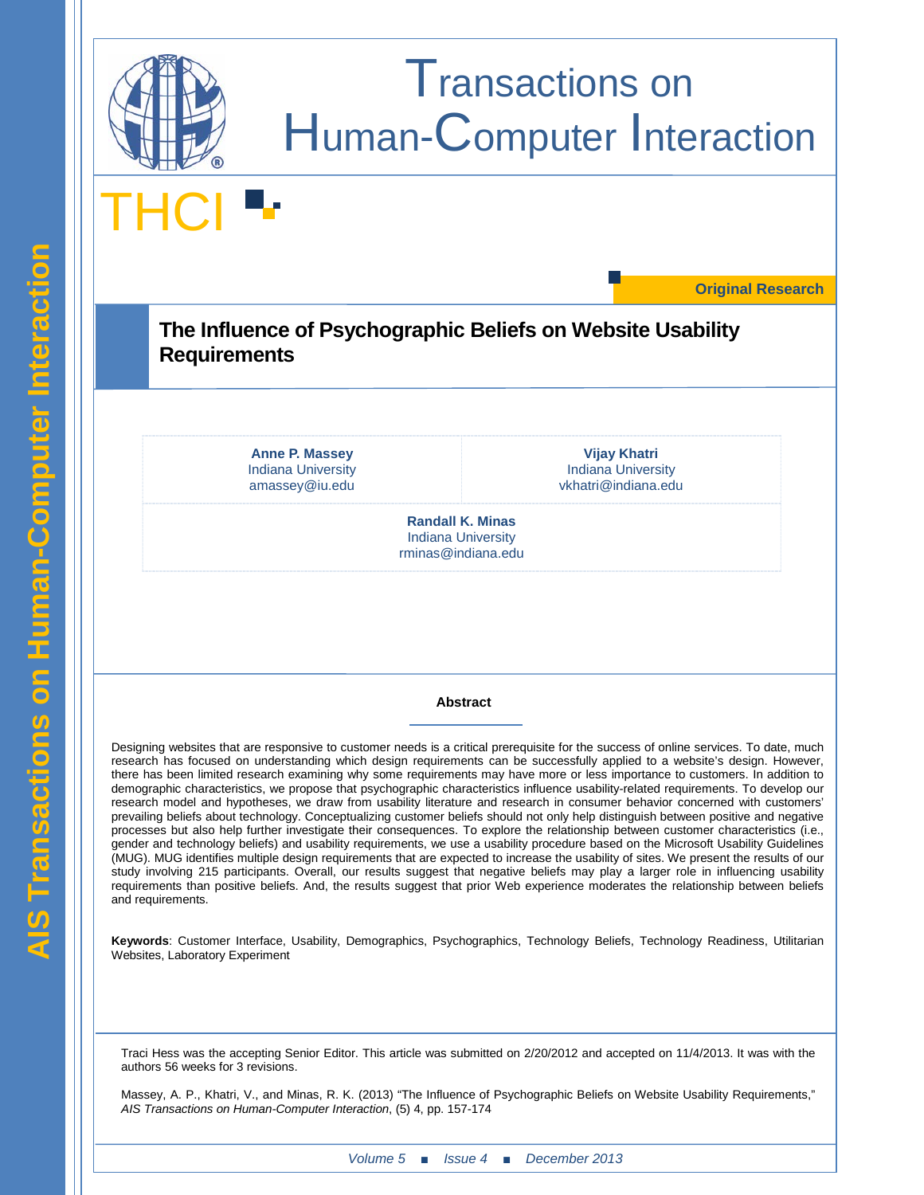Original Research

# The Influence of Psychographic Beliefs on Website Usability Requirements

**Anne P. Massey**
Indiana University
amassey@iu.edu

**Vijay Khatri**
Indiana University
vkhatri@indiana.edu

**Randall K. Minas**
Indiana University
rminas@indiana.edu

## Abstract

Designing websites that are responsive to customer needs is a critical prerequisite for the success of online services. To date, much research has focused on understanding which design requirements can be successfully applied to a website's design. However, there has been limited research examining why some requirements may have more or less importance to customers. In addition to demographic characteristics, we propose that psychographic characteristics influence usability-related requirements. To develop our research model and hypotheses, we draw from usability literature and research in consumer behavior concerned with customers' prevailing beliefs about technology. Conceptualizing customer beliefs should not only help distinguish between positive and negative processes but also help further investigate their consequences. To explore the relationship between customer characteristics (i.e., gender and technology beliefs) and usability requirements, we use a usability procedure based on the Microsoft Usability Guidelines (MUG). MUG identifies multiple design requirements that are expected to increase the usability of sites. We present the results of our study involving 215 participants. Overall, our results suggest that negative beliefs may play a larger role in influencing usability requirements than positive beliefs. And, the results suggest that prior Web experience moderates the relationship between beliefs and requirements.

**Keywords**: Customer Interface, Usability, Demographics, Psychographics, Technology Beliefs, Technology Readiness, Utilitarian Websites, Laboratory Experiment

Traci Hess was the accepting Senior Editor. This article was submitted on 2/20/2012 and accepted on 11/4/2013. It was with the authors 56 weeks for 3 revisions.

Massey, A. P., Khatri, V., and Minas, R. K. (2013) "The Influence of Psychographic Beliefs on Website Usability Requirements," *AIS Transactions on Human-Computer Interaction*, (5) 4, pp. 157-174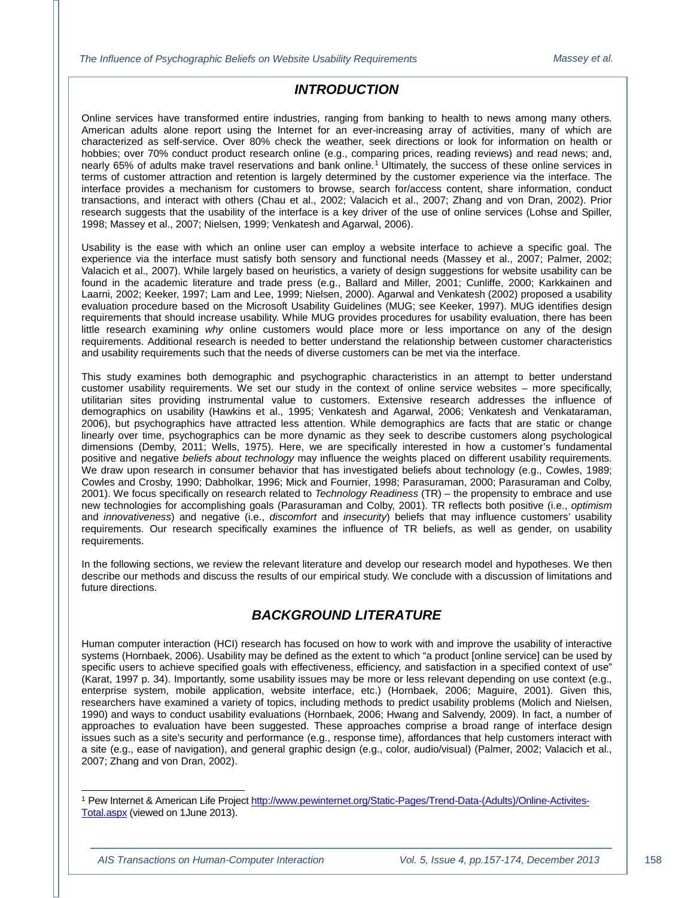## INTRODUCTION

Online services have transformed entire industries, ranging from banking to health to news among many others. American adults alone report using the Internet for an ever-increasing array of activities, many of which are characterized as self-service. Over 80% check the weather, seek directions or look for information on health or hobbies; over 70% conduct product research online (e.g., comparing prices, reading reviews) and read news; and, nearly 65% of adults make travel reservations and bank online.[1] Ultimately, the success of these online services in terms of customer attraction and retention is largely determined by the customer experience via the interface. The interface provides a mechanism for customers to browse, search for/access content, share information, conduct transactions, and interact with others (Chau et al., 2002; Valacich et al., 2007; Zhang and von Dran, 2002). Prior research suggests that the usability of the interface is a key driver of the use of online services (Lohse and Spiller, 1998; Massey et al., 2007; Nielsen, 1999; Venkatesh and Agarwal, 2006).

Usability is the ease with which an online user can employ a website interface to achieve a specific goal. The experience via the interface must satisfy both sensory and functional needs (Massey et al., 2007; Palmer, 2002; Valacich et al., 2007). While largely based on heuristics, a variety of design suggestions for website usability can be found in the academic literature and trade press (e.g., Ballard and Miller, 2001; Cunliffe, 2000; Karkkainen and Laarni, 2002; Keeker, 1997; Lam and Lee, 1999; Nielsen, 2000). Agarwal and Venkatesh (2002) proposed a usability evaluation procedure based on the Microsoft Usability Guidelines (MUG; see Keeker, 1997). MUG identifies design requirements that should increase usability. While MUG provides procedures for usability evaluation, there has been little research examining *why* online customers would place more or less importance on any of the design requirements. Additional research is needed to better understand the relationship between customer characteristics and usability requirements such that the needs of diverse customers can be met via the interface.

This study examines both demographic and psychographic characteristics in an attempt to better understand customer usability requirements. We set our study in the context of online service websites – more specifically, utilitarian sites providing instrumental value to customers. Extensive research addresses the influence of demographics on usability (Hawkins et al., 1995; Venkatesh and Agarwal, 2006; Venkatesh and Venkataraman, 2006), but psychographics have attracted less attention. While demographics are facts that are static or change linearly over time, psychographics can be more dynamic as they seek to describe customers along psychological dimensions (Demby, 2011; Wells, 1975). Here, we are specifically interested in how a customer's fundamental positive and negative *beliefs about technology* may influence the weights placed on different usability requirements. We draw upon research in consumer behavior that has investigated beliefs about technology (e.g., Cowles, 1989; Cowles and Crosby, 1990; Dabholkar, 1996; Mick and Fournier, 1998; Parasuraman, 2000; Parasuraman and Colby, 2001). We focus specifically on research related to *Technology Readiness* (TR) – the propensity to embrace and use new technologies for accomplishing goals (Parasuraman and Colby, 2001). TR reflects both positive (i.e., *optimism* and *innovativeness*) and negative (i.e., *discomfort* and *insecurity*) beliefs that may influence customers' usability requirements. Our research specifically examines the influence of TR beliefs, as well as gender, on usability requirements.

In the following sections, we review the relevant literature and develop our research model and hypotheses. We then describe our methods and discuss the results of our empirical study. We conclude with a discussion of limitations and future directions.

## BACKGROUND LITERATURE

Human computer interaction (HCI) research has focused on how to work with and improve the usability of interactive systems (Hornbaek, 2006). Usability may be defined as the extent to which "a product [online service] can be used by specific users to achieve specified goals with effectiveness, efficiency, and satisfaction in a specified context of use" (Karat, 1997 p. 34). Importantly, some usability issues may be more or less relevant depending on use context (e.g., enterprise system, mobile application, website interface, etc.) (Hornbaek, 2006; Maguire, 2001). Given this, researchers have examined a variety of topics, including methods to predict usability problems (Molich and Nielsen, 1990) and ways to conduct usability evaluations (Hornbaek, 2006; Hwang and Salvendy, 2009). In fact, a number of approaches to evaluation have been suggested. These approaches comprise a broad range of interface design issues such as a site's security and performance (e.g., response time), affordances that help customers interact with a site (e.g., ease of navigation), and general graphic design (e.g., color, audio/visual) (Palmer, 2002; Valacich et al., 2007; Zhang and von Dran, 2002).

---

[1] Pew Internet & American Life Project http://www.pewinternet.org/Static-Pages/Trend-Data-(Adults)/Online-Activites-Total.aspx (viewed on 1June 2013).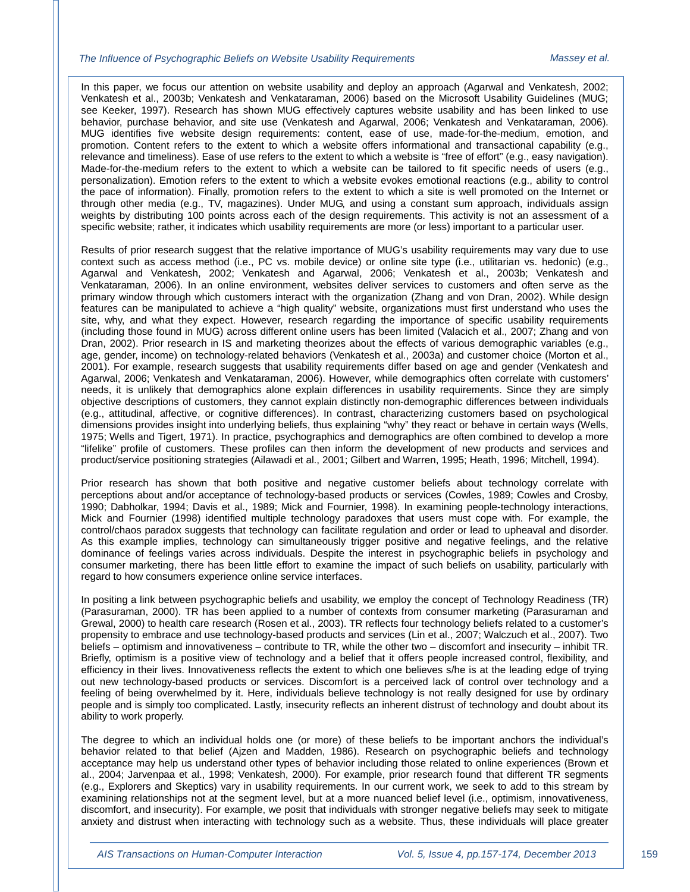In this paper, we focus our attention on website usability and deploy an approach (Agarwal and Venkatesh, 2002; Venkatesh et al., 2003b; Venkatesh and Venkataraman, 2006) based on the Microsoft Usability Guidelines (MUG; see Keeker, 1997). Research has shown MUG effectively captures website usability and has been linked to use behavior, purchase behavior, and site use (Venkatesh and Agarwal, 2006; Venkatesh and Venkataraman, 2006). MUG identifies five website design requirements: content, ease of use, made-for-the-medium, emotion, and promotion. Content refers to the extent to which a website offers informational and transactional capability (e.g., relevance and timeliness). Ease of use refers to the extent to which a website is "free of effort" (e.g., easy navigation). Made-for-the-medium refers to the extent to which a website can be tailored to fit specific needs of users (e.g., personalization). Emotion refers to the extent to which a website evokes emotional reactions (e.g., ability to control the pace of information). Finally, promotion refers to the extent to which a site is well promoted on the Internet or through other media (e.g., TV, magazines). Under MUG, and using a constant sum approach, individuals assign weights by distributing 100 points across each of the design requirements. This activity is not an assessment of a specific website; rather, it indicates which usability requirements are more (or less) important to a particular user.

Results of prior research suggest that the relative importance of MUG's usability requirements may vary due to use context such as access method (i.e., PC vs. mobile device) or online site type (i.e., utilitarian vs. hedonic) (e.g., Agarwal and Venkatesh, 2002; Venkatesh and Agarwal, 2006; Venkatesh et al., 2003b; Venkatesh and Venkataraman, 2006). In an online environment, websites deliver services to customers and often serve as the primary window through which customers interact with the organization (Zhang and von Dran, 2002). While design features can be manipulated to achieve a "high quality" website, organizations must first understand who uses the site, why, and what they expect. However, research regarding the importance of specific usability requirements (including those found in MUG) across different online users has been limited (Valacich et al., 2007; Zhang and von Dran, 2002). Prior research in IS and marketing theorizes about the effects of various demographic variables (e.g., age, gender, income) on technology-related behaviors (Venkatesh et al., 2003a) and customer choice (Morton et al., 2001). For example, research suggests that usability requirements differ based on age and gender (Venkatesh and Agarwal, 2006; Venkatesh and Venkataraman, 2006). However, while demographics often correlate with customers' needs, it is unlikely that demographics alone explain differences in usability requirements. Since they are simply objective descriptions of customers, they cannot explain distinctly non-demographic differences between individuals (e.g., attitudinal, affective, or cognitive differences). In contrast, characterizing customers based on psychological dimensions provides insight into underlying beliefs, thus explaining "why" they react or behave in certain ways (Wells, 1975; Wells and Tigert, 1971). In practice, psychographics and demographics are often combined to develop a more "lifelike" profile of customers. These profiles can then inform the development of new products and services and product/service positioning strategies (Ailawadi et al., 2001; Gilbert and Warren, 1995; Heath, 1996; Mitchell, 1994).

Prior research has shown that both positive and negative customer beliefs about technology correlate with perceptions about and/or acceptance of technology-based products or services (Cowles, 1989; Cowles and Crosby, 1990; Dabholkar, 1994; Davis et al., 1989; Mick and Fournier, 1998). In examining people-technology interactions, Mick and Fournier (1998) identified multiple technology paradoxes that users must cope with. For example, the control/chaos paradox suggests that technology can facilitate regulation and order or lead to upheaval and disorder. As this example implies, technology can simultaneously trigger positive and negative feelings, and the relative dominance of feelings varies across individuals. Despite the interest in psychographic beliefs in psychology and consumer marketing, there has been little effort to examine the impact of such beliefs on usability, particularly with regard to how consumers experience online service interfaces.

In positing a link between psychographic beliefs and usability, we employ the concept of Technology Readiness (TR) (Parasuraman, 2000). TR has been applied to a number of contexts from consumer marketing (Parasuraman and Grewal, 2000) to health care research (Rosen et al., 2003). TR reflects four technology beliefs related to a customer's propensity to embrace and use technology-based products and services (Lin et al., 2007; Walczuch et al., 2007). Two beliefs – optimism and innovativeness – contribute to TR, while the other two – discomfort and insecurity – inhibit TR. Briefly, optimism is a positive view of technology and a belief that it offers people increased control, flexibility, and efficiency in their lives. Innovativeness reflects the extent to which one believes s/he is at the leading edge of trying out new technology-based products or services. Discomfort is a perceived lack of control over technology and a feeling of being overwhelmed by it. Here, individuals believe technology is not really designed for use by ordinary people and is simply too complicated. Lastly, insecurity reflects an inherent distrust of technology and doubt about its ability to work properly.

The degree to which an individual holds one (or more) of these beliefs to be important anchors the individual's behavior related to that belief (Ajzen and Madden, 1986). Research on psychographic beliefs and technology acceptance may help us understand other types of behavior including those related to online experiences (Brown et al., 2004; Jarvenpaa et al., 1998; Venkatesh, 2000). For example, prior research found that different TR segments (e.g., Explorers and Skeptics) vary in usability requirements. In our current work, we seek to add to this stream by examining relationships not at the segment level, but at a more nuanced belief level (i.e., optimism, innovativeness, discomfort, and insecurity). For example, we posit that individuals with stronger negative beliefs may seek to mitigate anxiety and distrust when interacting with technology such as a website. Thus, these individuals will place greater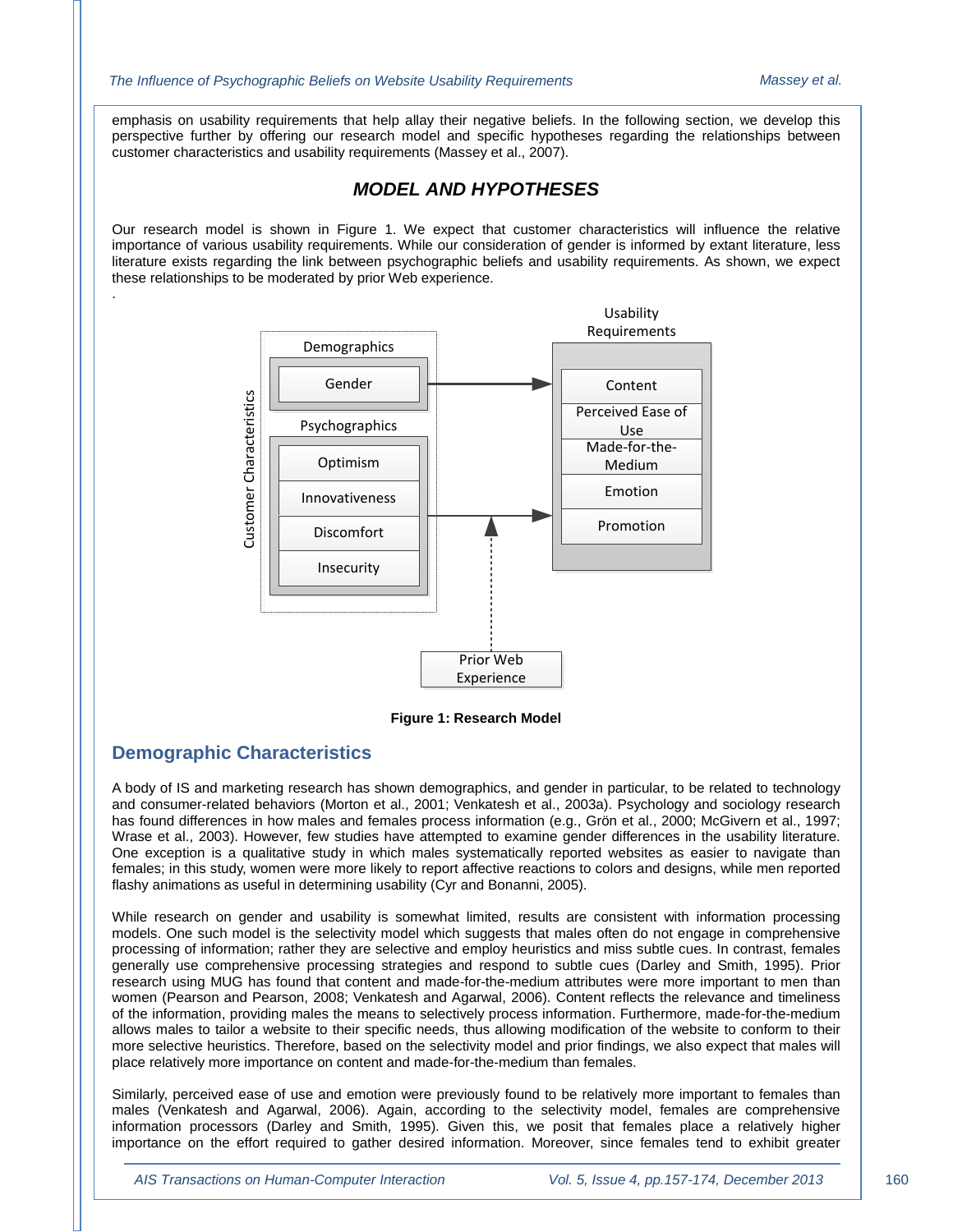emphasis on usability requirements that help allay their negative beliefs. In the following section, we develop this perspective further by offering our research model and specific hypotheses regarding the relationships between customer characteristics and usability requirements (Massey et al., 2007).

## MODEL AND HYPOTHESES

Our research model is shown in Figure 1. We expect that customer characteristics will influence the relative importance of various usability requirements. While our consideration of gender is informed by extant literature, less literature exists regarding the link between psychographic beliefs and usability requirements. As shown, we expect these relationships to be moderated by prior Web experience.

.

**Figure 1: Research Model**

### Demographic Characteristics

A body of IS and marketing research has shown demographics, and gender in particular, to be related to technology and consumer-related behaviors (Morton et al., 2001; Venkatesh et al., 2003a). Psychology and sociology research has found differences in how males and females process information (e.g., Grön et al., 2000; McGivern et al., 1997; Wrase et al., 2003). However, few studies have attempted to examine gender differences in the usability literature. One exception is a qualitative study in which males systematically reported websites as easier to navigate than females; in this study, women were more likely to report affective reactions to colors and designs, while men reported flashy animations as useful in determining usability (Cyr and Bonanni, 2005).

While research on gender and usability is somewhat limited, results are consistent with information processing models. One such model is the selectivity model which suggests that males often do not engage in comprehensive processing of information; rather they are selective and employ heuristics and miss subtle cues. In contrast, females generally use comprehensive processing strategies and respond to subtle cues (Darley and Smith, 1995). Prior research using MUG has found that content and made-for-the-medium attributes were more important to men than women (Pearson and Pearson, 2008; Venkatesh and Agarwal, 2006). Content reflects the relevance and timeliness of the information, providing males the means to selectively process information. Furthermore, made-for-the-medium allows males to tailor a website to their specific needs, thus allowing modification of the website to conform to their more selective heuristics. Therefore, based on the selectivity model and prior findings, we also expect that males will place relatively more importance on content and made-for-the-medium than females.

Similarly, perceived ease of use and emotion were previously found to be relatively more important to females than males (Venkatesh and Agarwal, 2006). Again, according to the selectivity model, females are comprehensive information processors (Darley and Smith, 1995). Given this, we posit that females place a relatively higher importance on the effort required to gather desired information. Moreover, since females tend to exhibit greater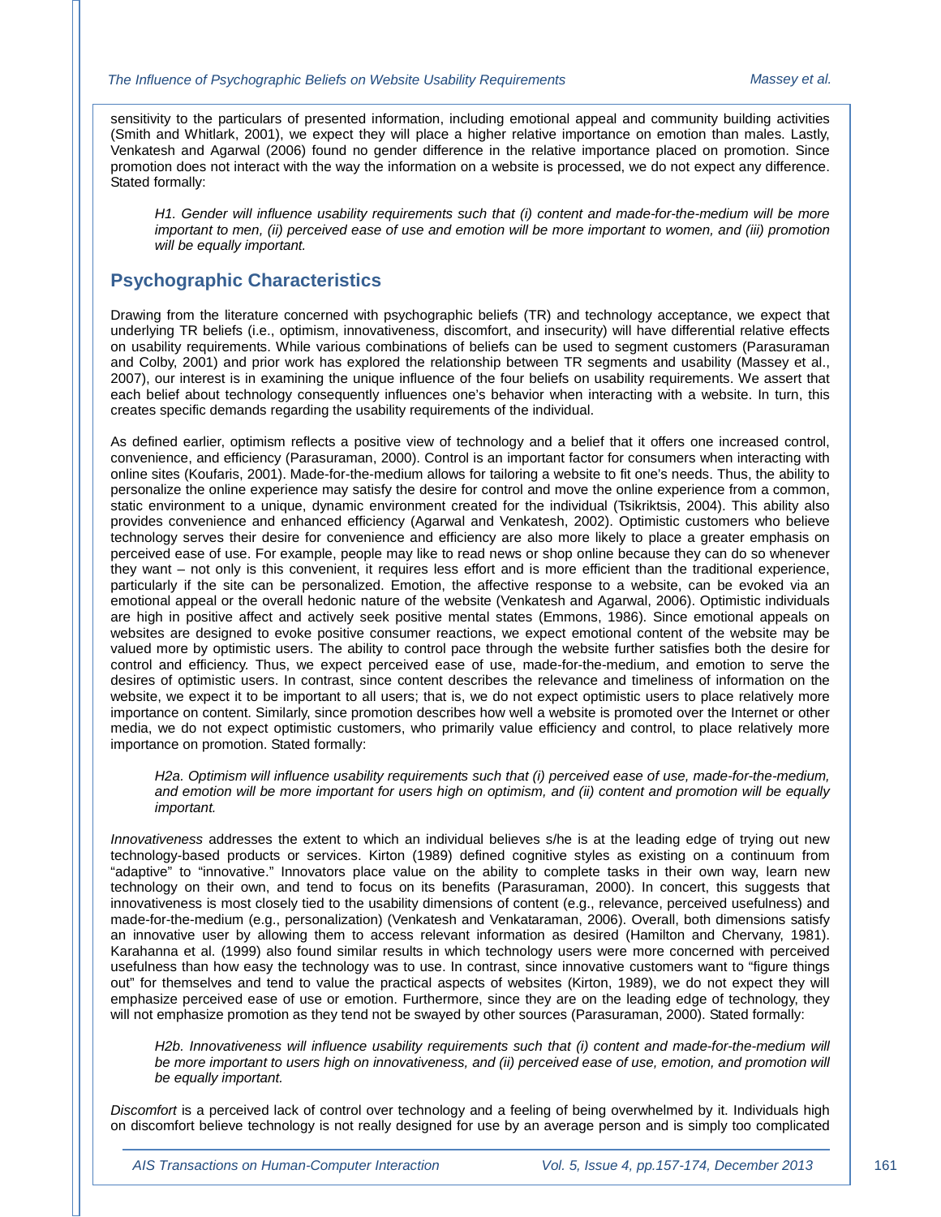sensitivity to the particulars of presented information, including emotional appeal and community building activities (Smith and Whitlark, 2001), we expect they will place a higher relative importance on emotion than males. Lastly, Venkatesh and Agarwal (2006) found no gender difference in the relative importance placed on promotion. Since promotion does not interact with the way the information on a website is processed, we do not expect any difference. Stated formally:

> *H1. Gender will influence usability requirements such that (i) content and made-for-the-medium will be more important to men, (ii) perceived ease of use and emotion will be more important to women, and (iii) promotion will be equally important.*

## Psychographic Characteristics

Drawing from the literature concerned with psychographic beliefs (TR) and technology acceptance, we expect that underlying TR beliefs (i.e., optimism, innovativeness, discomfort, and insecurity) will have differential relative effects on usability requirements. While various combinations of beliefs can be used to segment customers (Parasuraman and Colby, 2001) and prior work has explored the relationship between TR segments and usability (Massey et al., 2007), our interest is in examining the unique influence of the four beliefs on usability requirements. We assert that each belief about technology consequently influences one's behavior when interacting with a website. In turn, this creates specific demands regarding the usability requirements of the individual.

As defined earlier, optimism reflects a positive view of technology and a belief that it offers one increased control, convenience, and efficiency (Parasuraman, 2000). Control is an important factor for consumers when interacting with online sites (Koufaris, 2001). Made-for-the-medium allows for tailoring a website to fit one's needs. Thus, the ability to personalize the online experience may satisfy the desire for control and move the online experience from a common, static environment to a unique, dynamic environment created for the individual (Tsikriktsis, 2004). This ability also provides convenience and enhanced efficiency (Agarwal and Venkatesh, 2002). Optimistic customers who believe technology serves their desire for convenience and efficiency are also more likely to place a greater emphasis on perceived ease of use. For example, people may like to read news or shop online because they can do so whenever they want – not only is this convenient, it requires less effort and is more efficient than the traditional experience, particularly if the site can be personalized. Emotion, the affective response to a website, can be evoked via an emotional appeal or the overall hedonic nature of the website (Venkatesh and Agarwal, 2006). Optimistic individuals are high in positive affect and actively seek positive mental states (Emmons, 1986). Since emotional appeals on websites are designed to evoke positive consumer reactions, we expect emotional content of the website may be valued more by optimistic users. The ability to control pace through the website further satisfies both the desire for control and efficiency. Thus, we expect perceived ease of use, made-for-the-medium, and emotion to serve the desires of optimistic users. In contrast, since content describes the relevance and timeliness of information on the website, we expect it to be important to all users; that is, we do not expect optimistic users to place relatively more importance on content. Similarly, since promotion describes how well a website is promoted over the Internet or other media, we do not expect optimistic customers, who primarily value efficiency and control, to place relatively more importance on promotion. Stated formally:

> *H2a. Optimism will influence usability requirements such that (i) perceived ease of use, made-for-the-medium, and emotion will be more important for users high on optimism, and (ii) content and promotion will be equally important.*

*Innovativeness* addresses the extent to which an individual believes s/he is at the leading edge of trying out new technology-based products or services. Kirton (1989) defined cognitive styles as existing on a continuum from "adaptive" to "innovative." Innovators place value on the ability to complete tasks in their own way, learn new technology on their own, and tend to focus on its benefits (Parasuraman, 2000). In concert, this suggests that innovativeness is most closely tied to the usability dimensions of content (e.g., relevance, perceived usefulness) and made-for-the-medium (e.g., personalization) (Venkatesh and Venkataraman, 2006). Overall, both dimensions satisfy an innovative user by allowing them to access relevant information as desired (Hamilton and Chervany, 1981). Karahanna et al. (1999) also found similar results in which technology users were more concerned with perceived usefulness than how easy the technology was to use. In contrast, since innovative customers want to "figure things out" for themselves and tend to value the practical aspects of websites (Kirton, 1989), we do not expect they will emphasize perceived ease of use or emotion. Furthermore, since they are on the leading edge of technology, they will not emphasize promotion as they tend not be swayed by other sources (Parasuraman, 2000). Stated formally:

> *H2b. Innovativeness will influence usability requirements such that (i) content and made-for-the-medium will be more important to users high on innovativeness, and (ii) perceived ease of use, emotion, and promotion will be equally important.*

*Discomfort* is a perceived lack of control over technology and a feeling of being overwhelmed by it. Individuals high on discomfort believe technology is not really designed for use by an average person and is simply too complicated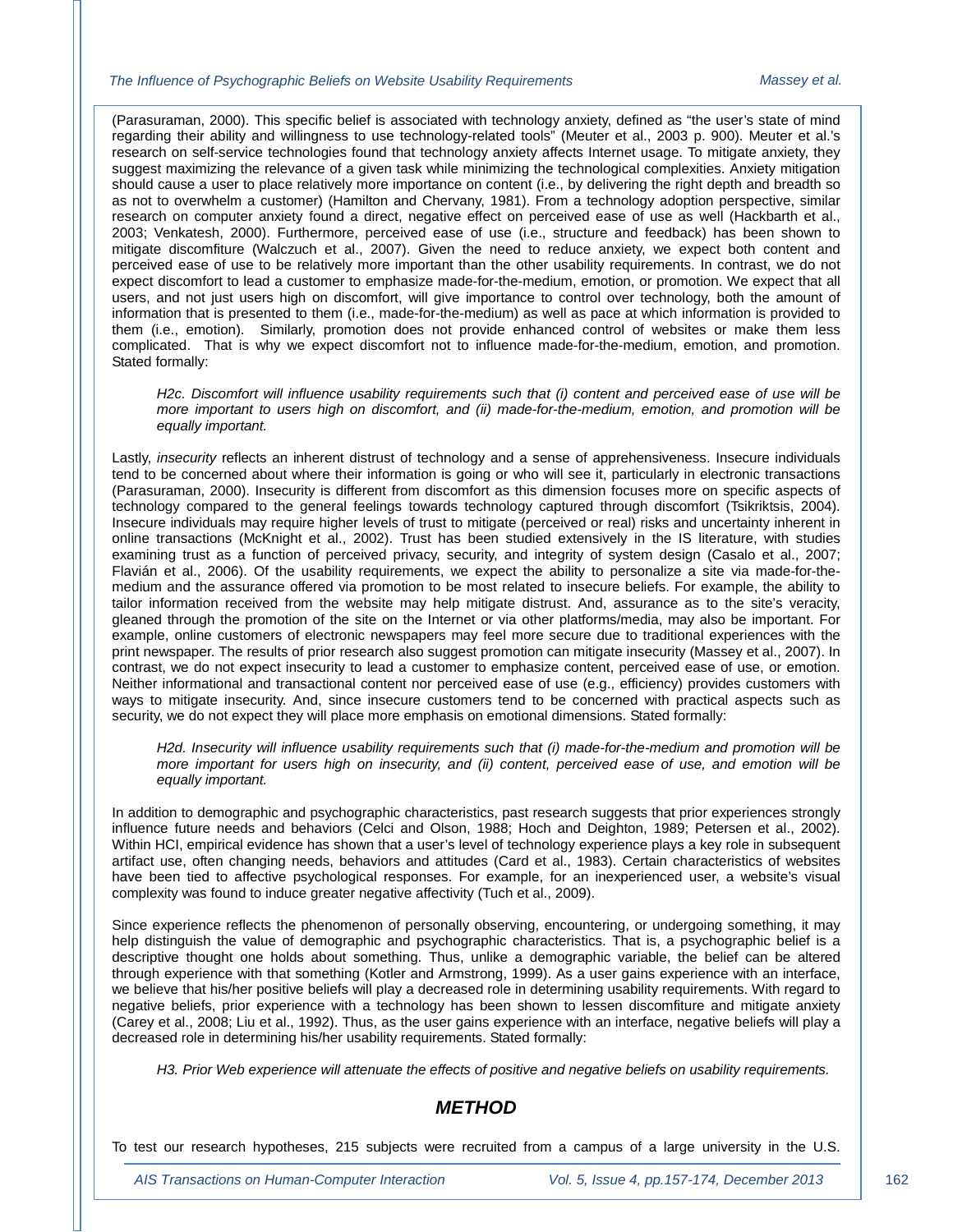(Parasuraman, 2000). This specific belief is associated with technology anxiety, defined as "the user's state of mind regarding their ability and willingness to use technology-related tools" (Meuter et al., 2003 p. 900). Meuter et al.'s research on self-service technologies found that technology anxiety affects Internet usage. To mitigate anxiety, they suggest maximizing the relevance of a given task while minimizing the technological complexities. Anxiety mitigation should cause a user to place relatively more importance on content (i.e., by delivering the right depth and breadth so as not to overwhelm a customer) (Hamilton and Chervany, 1981). From a technology adoption perspective, similar research on computer anxiety found a direct, negative effect on perceived ease of use as well (Hackbarth et al., 2003; Venkatesh, 2000). Furthermore, perceived ease of use (i.e., structure and feedback) has been shown to mitigate discomfiture (Walczuch et al., 2007). Given the need to reduce anxiety, we expect both content and perceived ease of use to be relatively more important than the other usability requirements. In contrast, we do not expect discomfort to lead a customer to emphasize made-for-the-medium, emotion, or promotion. We expect that all users, and not just users high on discomfort, will give importance to control over technology, both the amount of information that is presented to them (i.e., made-for-the-medium) as well as pace at which information is provided to them (i.e., emotion). Similarly, promotion does not provide enhanced control of websites or make them less complicated. That is why we expect discomfort not to influence made-for-the-medium, emotion, and promotion. Stated formally:

> *H2c. Discomfort will influence usability requirements such that (i) content and perceived ease of use will be more important to users high on discomfort, and (ii) made-for-the-medium, emotion, and promotion will be equally important.*

Lastly, *insecurity* reflects an inherent distrust of technology and a sense of apprehensiveness. Insecure individuals tend to be concerned about where their information is going or who will see it, particularly in electronic transactions (Parasuraman, 2000). Insecurity is different from discomfort as this dimension focuses more on specific aspects of technology compared to the general feelings towards technology captured through discomfort (Tsikriktsis, 2004). Insecure individuals may require higher levels of trust to mitigate (perceived or real) risks and uncertainty inherent in online transactions (McKnight et al., 2002). Trust has been studied extensively in the IS literature, with studies examining trust as a function of perceived privacy, security, and integrity of system design (Casalo et al., 2007; Flavián et al., 2006). Of the usability requirements, we expect the ability to personalize a site via made-for-the-medium and the assurance offered via promotion to be most related to insecure beliefs. For example, the ability to tailor information received from the website may help mitigate distrust. And, assurance as to the site's veracity, gleaned through the promotion of the site on the Internet or via other platforms/media, may also be important. For example, online customers of electronic newspapers may feel more secure due to traditional experiences with the print newspaper. The results of prior research also suggest promotion can mitigate insecurity (Massey et al., 2007). In contrast, we do not expect insecurity to lead a customer to emphasize content, perceived ease of use, or emotion. Neither informational and transactional content nor perceived ease of use (e.g., efficiency) provides customers with ways to mitigate insecurity. And, since insecure customers tend to be concerned with practical aspects such as security, we do not expect they will place more emphasis on emotional dimensions. Stated formally:

> *H2d. Insecurity will influence usability requirements such that (i) made-for-the-medium and promotion will be more important for users high on insecurity, and (ii) content, perceived ease of use, and emotion will be equally important.*

In addition to demographic and psychographic characteristics, past research suggests that prior experiences strongly influence future needs and behaviors (Celci and Olson, 1988; Hoch and Deighton, 1989; Petersen et al., 2002). Within HCI, empirical evidence has shown that a user's level of technology experience plays a key role in subsequent artifact use, often changing needs, behaviors and attitudes (Card et al., 1983). Certain characteristics of websites have been tied to affective psychological responses. For example, for an inexperienced user, a website's visual complexity was found to induce greater negative affectivity (Tuch et al., 2009).

Since experience reflects the phenomenon of personally observing, encountering, or undergoing something, it may help distinguish the value of demographic and psychographic characteristics. That is, a psychographic belief is a descriptive thought one holds about something. Thus, unlike a demographic variable, the belief can be altered through experience with that something (Kotler and Armstrong, 1999). As a user gains experience with an interface, we believe that his/her positive beliefs will play a decreased role in determining usability requirements. With regard to negative beliefs, prior experience with a technology has been shown to lessen discomfiture and mitigate anxiety (Carey et al., 2008; Liu et al., 1992). Thus, as the user gains experience with an interface, negative beliefs will play a decreased role in determining his/her usability requirements. Stated formally:

> *H3. Prior Web experience will attenuate the effects of positive and negative beliefs on usability requirements.*

## METHOD

To test our research hypotheses, 215 subjects were recruited from a campus of a large university in the U.S.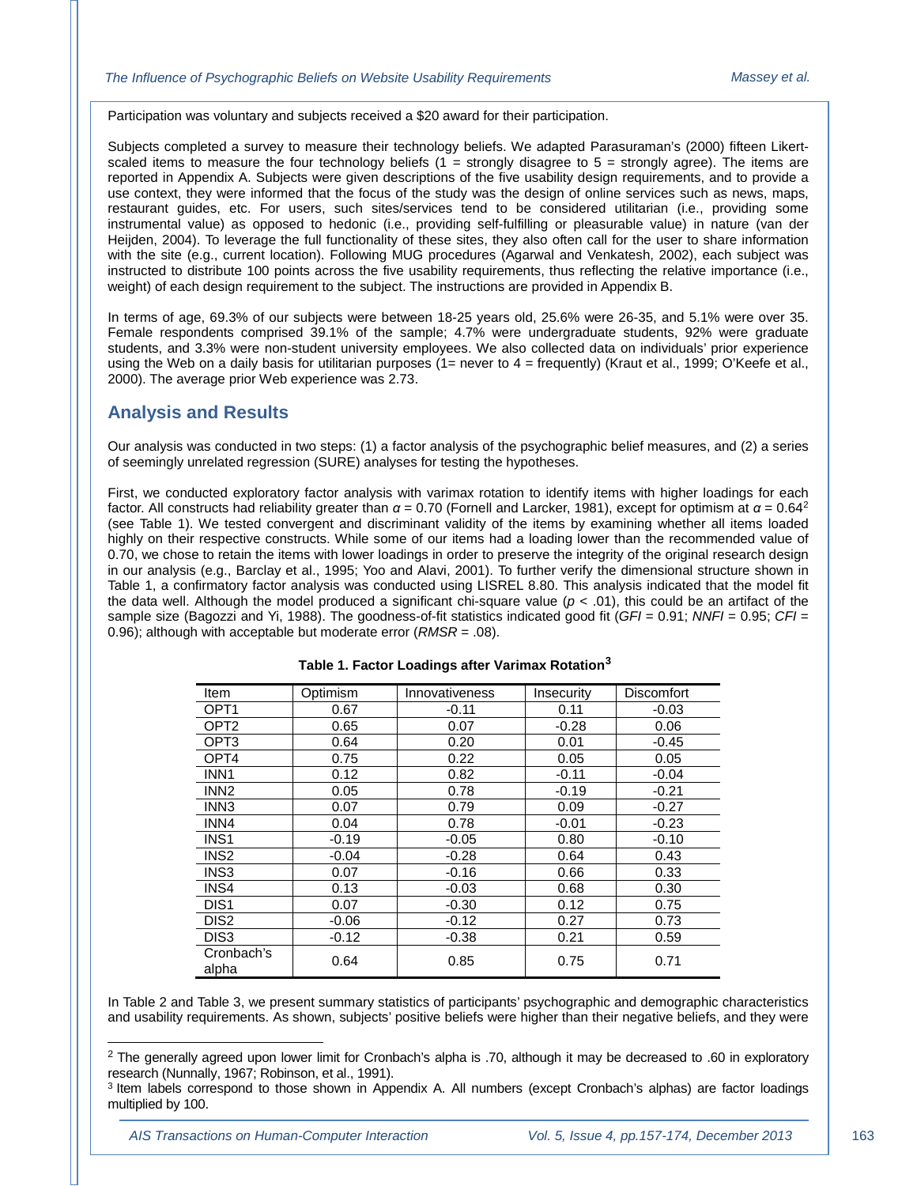Participation was voluntary and subjects received a $20 award for their participation.

Subjects completed a survey to measure their technology beliefs. We adapted Parasuraman's (2000) fifteen Likert-scaled items to measure the four technology beliefs (1 = strongly disagree to 5 = strongly agree). The items are reported in Appendix A. Subjects were given descriptions of the five usability design requirements, and to provide a use context, they were informed that the focus of the study was the design of online services such as news, maps, restaurant guides, etc. For users, such sites/services tend to be considered utilitarian (i.e., providing some instrumental value) as opposed to hedonic (i.e., providing self-fulfilling or pleasurable value) in nature (van der Heijden, 2004). To leverage the full functionality of these sites, they also often call for the user to share information with the site (e.g., current location). Following MUG procedures (Agarwal and Venkatesh, 2002), each subject was instructed to distribute 100 points across the five usability requirements, thus reflecting the relative importance (i.e., weight) of each design requirement to the subject. The instructions are provided in Appendix B.

In terms of age, 69.3% of our subjects were between 18-25 years old, 25.6% were 26-35, and 5.1% were over 35. Female respondents comprised 39.1% of the sample; 4.7% were undergraduate students, 92% were graduate students, and 3.3% were non-student university employees. We also collected data on individuals' prior experience using the Web on a daily basis for utilitarian purposes (1= never to 4 = frequently) (Kraut et al., 1999; O'Keefe et al., 2000). The average prior Web experience was 2.73.

## Analysis and Results

Our analysis was conducted in two steps: (1) a factor analysis of the psychographic belief measures, and (2) a series of seemingly unrelated regression (SURE) analyses for testing the hypotheses.

First, we conducted exploratory factor analysis with varimax rotation to identify items with higher loadings for each factor. All constructs had reliability greater than $\alpha = 0.70$ (Fornell and Larcker, 1981), except for optimism at $\alpha = 0.64$[2] (see Table 1). We tested convergent and discriminant validity of the items by examining whether all items loaded highly on their respective constructs. While some of our items had a loading lower than the recommended value of 0.70, we chose to retain the items with lower loadings in order to preserve the integrity of the original research design in our analysis (e.g., Barclay et al., 1995; Yoo and Alavi, 2001). To further verify the dimensional structure shown in Table 1, a confirmatory factor analysis was conducted using LISREL 8.80. This analysis indicated that the model fit the data well. Although the model produced a significant chi-square value ($p < .01$), this could be an artifact of the sample size (Bagozzi and Yi, 1988). The goodness-of-fit statistics indicated good fit (*GFI* = 0.91; *NNFI* = 0.95; *CFI* = 0.96); although with acceptable but moderate error (*RMSR* = .08).

**Table 1. Factor Loadings after Varimax Rotation[3]**

| Item | Optimism | Innovativeness | Insecurity | Discomfort |
|---|---|---|---|---|
| OPT1 | 0.67 | -0.11 | 0.11 | -0.03 |
| OPT2 | 0.65 | 0.07 | -0.28 | 0.06 |
| OPT3 | 0.64 | 0.20 | 0.01 | -0.45 |
| OPT4 | 0.75 | 0.22 | 0.05 | 0.05 |
| INN1 | 0.12 | 0.82 | -0.11 | -0.04 |
| INN2 | 0.05 | 0.78 | -0.19 | -0.21 |
| INN3 | 0.07 | 0.79 | 0.09 | -0.27 |
| INN4 | 0.04 | 0.78 | -0.01 | -0.23 |
| INS1 | -0.19 | -0.05 | 0.80 | -0.10 |
| INS2 | -0.04 | -0.28 | 0.64 | 0.43 |
| INS3 | 0.07 | -0.16 | 0.66 | 0.33 |
| INS4 | 0.13 | -0.03 | 0.68 | 0.30 |
| DIS1 | 0.07 | -0.30 | 0.12 | 0.75 |
| DIS2 | -0.06 | -0.12 | 0.27 | 0.73 |
| DIS3 | -0.12 | -0.38 | 0.21 | 0.59 |
| Cronbach's alpha | 0.64 | 0.85 | 0.75 | 0.71 |

In Table 2 and Table 3, we present summary statistics of participants' psychographic and demographic characteristics and usability requirements. As shown, subjects' positive beliefs were higher than their negative beliefs, and they were

---

[2] The generally agreed upon lower limit for Cronbach's alpha is .70, although it may be decreased to .60 in exploratory research (Nunnally, 1967; Robinson, et al., 1991).

[3] Item labels correspond to those shown in Appendix A. All numbers (except Cronbach's alphas) are factor loadings multiplied by 100.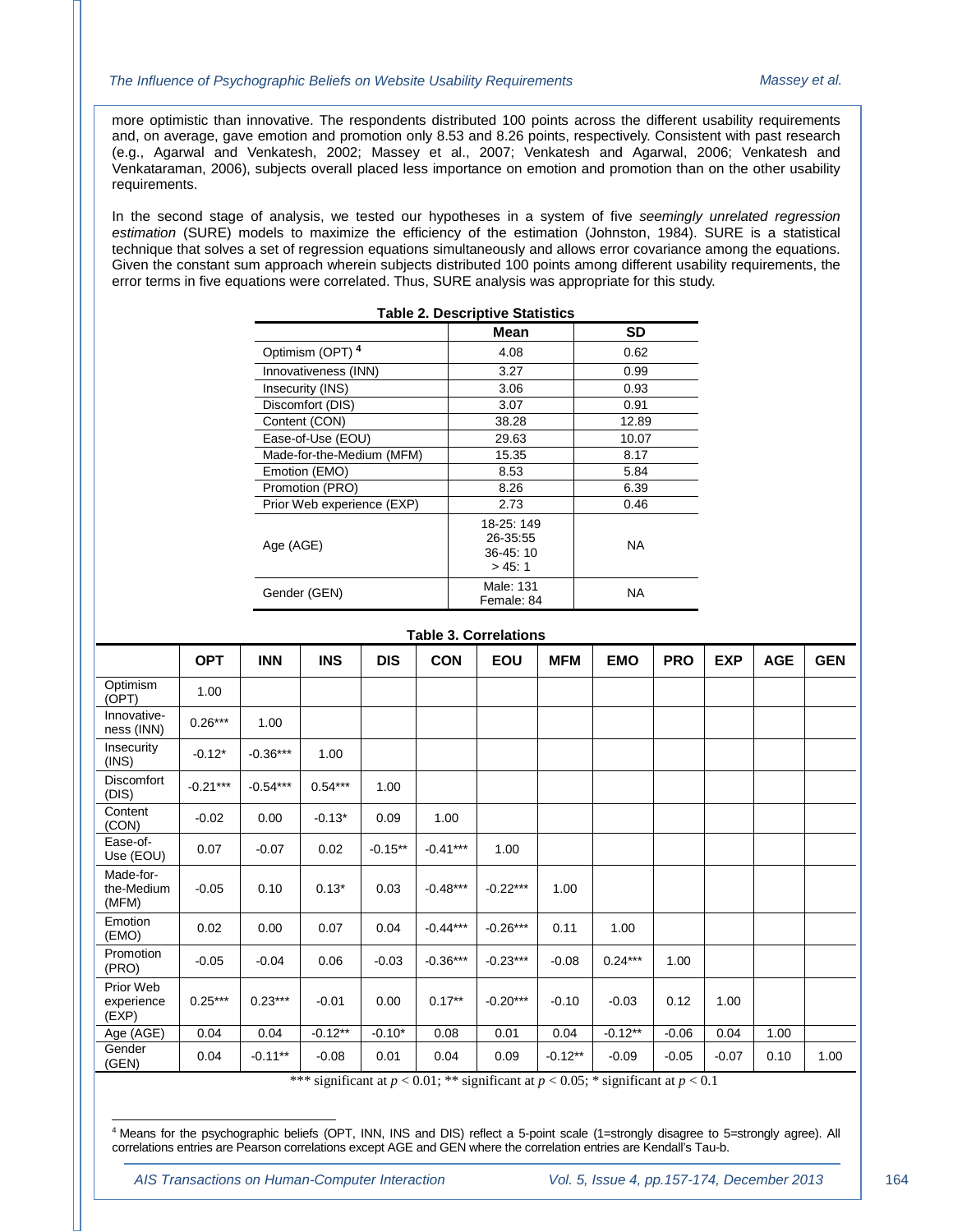more optimistic than innovative. The respondents distributed 100 points across the different usability requirements and, on average, gave emotion and promotion only 8.53 and 8.26 points, respectively. Consistent with past research (e.g., Agarwal and Venkatesh, 2002; Massey et al., 2007; Venkatesh and Agarwal, 2006; Venkatesh and Venkataraman, 2006), subjects overall placed less importance on emotion and promotion than on the other usability requirements.

In the second stage of analysis, we tested our hypotheses in a system of five *seemingly unrelated regression estimation* (SURE) models to maximize the efficiency of the estimation (Johnston, 1984). SURE is a statistical technique that solves a set of regression equations simultaneously and allows error covariance among the equations. Given the constant sum approach wherein subjects distributed 100 points among different usability requirements, the error terms in five equations were correlated. Thus, SURE analysis was appropriate for this study.

**Table 2. Descriptive Statistics**

| | Mean | SD |
|---|---|---|
| Optimism (OPT) [4] | 4.08 | 0.62 |
| Innovativeness (INN) | 3.27 | 0.99 |
| Insecurity (INS) | 3.06 | 0.93 |
| Discomfort (DIS) | 3.07 | 0.91 |
| Content (CON) | 38.28 | 12.89 |
| Ease-of-Use (EOU) | 29.63 | 10.07 |
| Made-for-the-Medium (MFM) | 15.35 | 8.17 |
| Emotion (EMO) | 8.53 | 5.84 |
| Promotion (PRO) | 8.26 | 6.39 |
| Prior Web experience (EXP) | 2.73 | 0.46 |
| Age (AGE) | 18-25: 149<br>26-35:55<br>36-45: 10<br>> 45: 1 | NA |
| Gender (GEN) | Male: 131<br>Female: 84 | NA |

**Table 3. Correlations**

| | OPT | INN | INS | DIS | CON | EOU | MFM | EMO | PRO | EXP | AGE | GEN |
|---|---|---|---|---|---|---|---|---|---|---|---|---|
| Optimism (OPT) | 1.00 | | | | | | | | | | | |
| Innovative-ness (INN) | 0.26*** | 1.00 | | | | | | | | | | |
| Insecurity (INS) | -0.12* | -0.36*** | 1.00 | | | | | | | | | |
| Discomfort (DIS) | -0.21*** | -0.54*** | 0.54*** | 1.00 | | | | | | | | |
| Content (CON) | -0.02 | 0.00 | -0.13* | 0.09 | 1.00 | | | | | | | |
| Ease-of-Use (EOU) | 0.07 | -0.07 | 0.02 | -0.15** | -0.41*** | 1.00 | | | | | | |
| Made-for-the-Medium (MFM) | -0.05 | 0.10 | 0.13* | 0.03 | -0.48*** | -0.22*** | 1.00 | | | | | |
| Emotion (EMO) | 0.02 | 0.00 | 0.07 | 0.04 | -0.44*** | -0.26*** | 0.11 | 1.00 | | | | |
| Promotion (PRO) | -0.05 | -0.04 | 0.06 | -0.03 | -0.36*** | -0.23*** | -0.08 | 0.24*** | 1.00 | | | |
| Prior Web experience (EXP) | 0.25*** | 0.23*** | -0.01 | 0.00 | 0.17** | -0.20*** | -0.10 | -0.03 | 0.12 | 1.00 | | |
| Age (AGE) | 0.04 | 0.04 | -0.12** | -0.10* | 0.08 | 0.01 | 0.04 | -0.12** | -0.06 | 0.04 | 1.00 | |
| Gender (GEN) | 0.04 | -0.11** | -0.08 | 0.01 | 0.04 | 0.09 | -0.12** | -0.09 | -0.05 | -0.07 | 0.10 | 1.00 |

*** significant at $p < 0.01$; ** significant at $p < 0.05$; * significant at $p < 0.1$

[4] Means for the psychographic beliefs (OPT, INN, INS and DIS) reflect a 5-point scale (1=strongly disagree to 5=strongly agree). All correlations entries are Pearson correlations except AGE and GEN where the correlation entries are Kendall's Tau-b.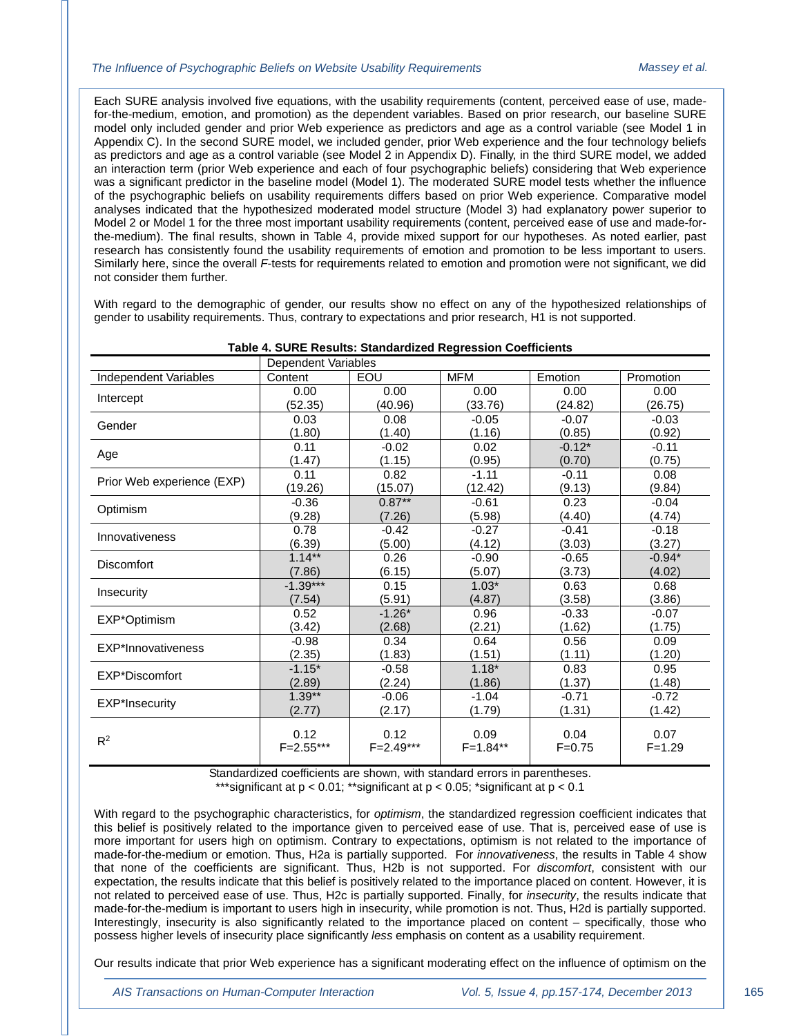Each SURE analysis involved five equations, with the usability requirements (content, perceived ease of use, made-for-the-medium, emotion, and promotion) as the dependent variables. Based on prior research, our baseline SURE model only included gender and prior Web experience as predictors and age as a control variable (see Model 1 in Appendix C). In the second SURE model, we included gender, prior Web experience and the four technology beliefs as predictors and age as a control variable (see Model 2 in Appendix D). Finally, in the third SURE model, we added an interaction term (prior Web experience and each of four psychographic beliefs) considering that Web experience was a significant predictor in the baseline model (Model 1). The moderated SURE model tests whether the influence of the psychographic beliefs on usability requirements differs based on prior Web experience. Comparative model analyses indicated that the hypothesized moderated model structure (Model 3) had explanatory power superior to Model 2 or Model 1 for the three most important usability requirements (content, perceived ease of use and made-for-the-medium). The final results, shown in Table 4, provide mixed support for our hypotheses. As noted earlier, past research has consistently found the usability requirements of emotion and promotion to be less important to users. Similarly here, since the overall *F*-tests for requirements related to emotion and promotion were not significant, we did not consider them further.

With regard to the demographic of gender, our results show no effect on any of the hypothesized relationships of gender to usability requirements. Thus, contrary to expectations and prior research, H1 is not supported.

**Table 4. SURE Results: Standardized Regression Coefficients**

| | Dependent Variables | | | | |
|---|---|---|---|---|---|
| Independent Variables | Content | EOU | MFM | Emotion | Promotion |
| Intercept | 0.00 (52.35) | 0.00 (40.96) | 0.00 (33.76) | 0.00 (24.82) | 0.00 (26.75) |
| Gender | 0.03 (1.80) | 0.08 (1.40) | -0.05 (1.16) | -0.07 (0.85) | -0.03 (0.92) |
| Age | 0.11 (1.47) | -0.02 (1.15) | 0.02 (0.95) | -0.12* (0.70) | -0.11 (0.75) |
| Prior Web experience (EXP) | 0.11 (19.26) | 0.82 (15.07) | -1.11 (12.42) | -0.11 (9.13) | 0.08 (9.84) |
| Optimism | -0.36 (9.28) | 0.87** (7.26) | -0.61 (5.98) | 0.23 (4.40) | -0.04 (4.74) |
| Innovativeness | 0.78 (6.39) | -0.42 (5.00) | -0.27 (4.12) | -0.41 (3.03) | -0.18 (3.27) |
| Discomfort | 1.14** (7.86) | 0.26 (6.15) | -0.90 (5.07) | -0.65 (3.73) | -0.94* (4.02) |
| Insecurity | -1.39*** (7.54) | 0.15 (5.91) | 1.03* (4.87) | 0.63 (3.58) | 0.68 (3.86) |
| EXP*Optimism | 0.52 (3.42) | -1.26* (2.68) | 0.96 (2.21) | -0.33 (1.62) | -0.07 (1.75) |
| EXP*Innovativeness | -0.98 (2.35) | 0.34 (1.83) | 0.64 (1.51) | 0.56 (1.11) | 0.09 (1.20) |
| EXP*Discomfort | -1.15* (2.89) | -0.58 (2.24) | 1.18* (1.86) | 0.83 (1.37) | 0.95 (1.48) |
| EXP*Insecurity | 1.39** (2.77) | -0.06 (2.17) | -1.04 (1.79) | -0.71 (1.31) | -0.72 (1.42) |
| $R^2$ | 0.12 F=2.55*** | 0.12 F=2.49*** | 0.09 F=1.84** | 0.04 F=0.75 | 0.07 F=1.29 |

Standardized coefficients are shown, with standard errors in parentheses.
***significant at p < 0.01; **significant at p < 0.05; *significant at p < 0.1

With regard to the psychographic characteristics, for *optimism*, the standardized regression coefficient indicates that this belief is positively related to the importance given to perceived ease of use. That is, perceived ease of use is more important for users high on optimism. Contrary to expectations, optimism is not related to the importance of made-for-the-medium or emotion. Thus, H2a is partially supported. For *innovativeness*, the results in Table 4 show that none of the coefficients are significant. Thus, H2b is not supported. For *discomfort*, consistent with our expectation, the results indicate that this belief is positively related to the importance placed on content. However, it is not related to perceived ease of use. Thus, H2c is partially supported. Finally, for *insecurity*, the results indicate that made-for-the-medium is important to users high in insecurity, while promotion is not. Thus, H2d is partially supported. Interestingly, insecurity is also significantly related to the importance placed on content – specifically, those who possess higher levels of insecurity place significantly *less* emphasis on content as a usability requirement.

Our results indicate that prior Web experience has a significant moderating effect on the influence of optimism on the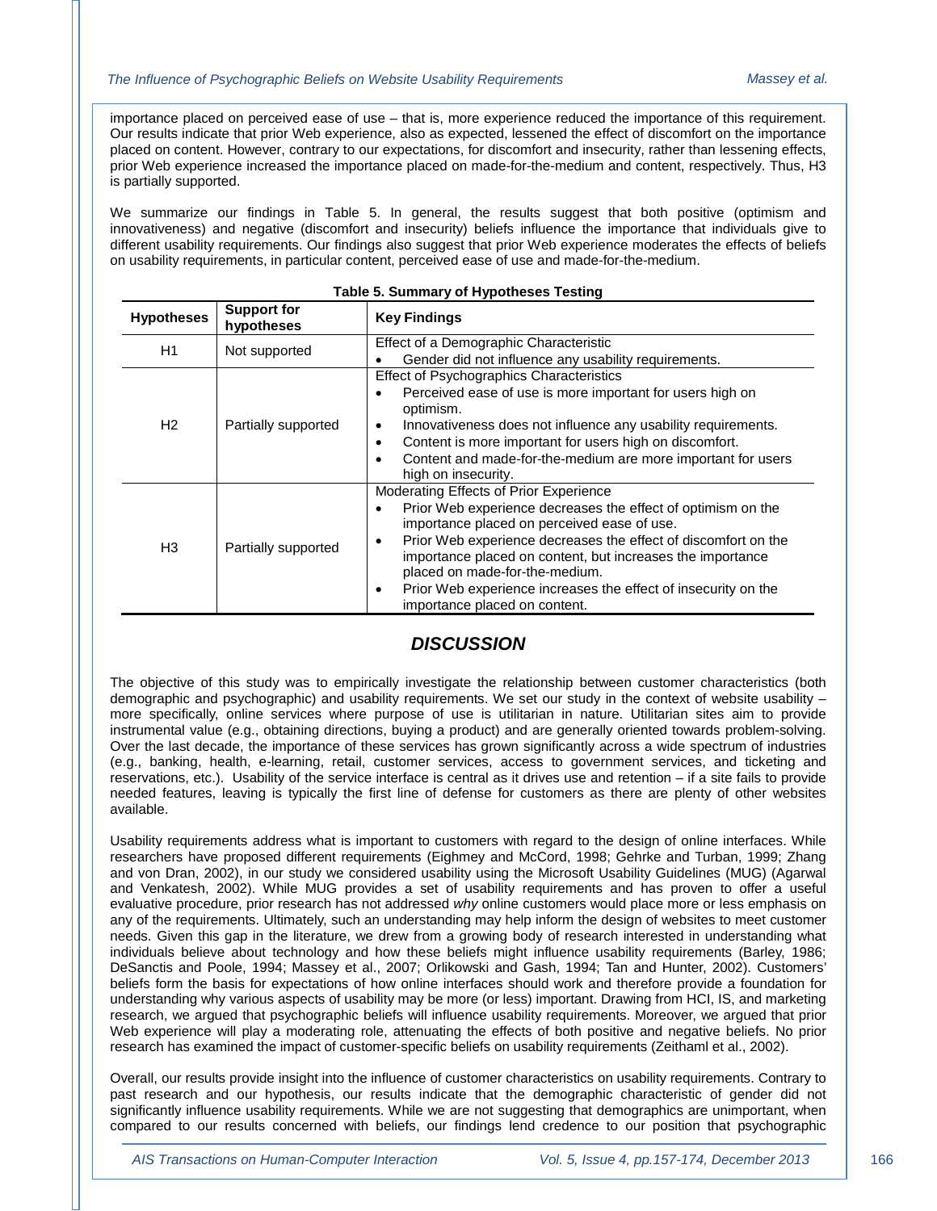importance placed on perceived ease of use – that is, more experience reduced the importance of this requirement. Our results indicate that prior Web experience, also as expected, lessened the effect of discomfort on the importance placed on content. However, contrary to our expectations, for discomfort and insecurity, rather than lessening effects, prior Web experience increased the importance placed on made-for-the-medium and content, respectively. Thus, H3 is partially supported.

We summarize our findings in Table 5. In general, the results suggest that both positive (optimism and innovativeness) and negative (discomfort and insecurity) beliefs influence the importance that individuals give to different usability requirements. Our findings also suggest that prior Web experience moderates the effects of beliefs on usability requirements, in particular content, perceived ease of use and made-for-the-medium.

**Table 5. Summary of Hypotheses Testing**

| Hypotheses | Support for hypotheses | Key Findings |
|---|---|---|
| H1 | Not supported | Effect of a Demographic Characteristic<br>• Gender did not influence any usability requirements. |
| H2 | Partially supported | Effect of Psychographics Characteristics<br>• Perceived ease of use is more important for users high on optimism.<br>• Innovativeness does not influence any usability requirements.<br>• Content is more important for users high on discomfort.<br>• Content and made-for-the-medium are more important for users high on insecurity. |
| H3 | Partially supported | Moderating Effects of Prior Experience<br>• Prior Web experience decreases the effect of optimism on the importance placed on perceived ease of use.<br>• Prior Web experience decreases the effect of discomfort on the importance placed on content, but increases the importance placed on made-for-the-medium.<br>• Prior Web experience increases the effect of insecurity on the importance placed on content. |

# DISCUSSION

The objective of this study was to empirically investigate the relationship between customer characteristics (both demographic and psychographic) and usability requirements. We set our study in the context of website usability – more specifically, online services where purpose of use is utilitarian in nature. Utilitarian sites aim to provide instrumental value (e.g., obtaining directions, buying a product) and are generally oriented towards problem-solving. Over the last decade, the importance of these services has grown significantly across a wide spectrum of industries (e.g., banking, health, e-learning, retail, customer services, access to government services, and ticketing and reservations, etc.). Usability of the service interface is central as it drives use and retention – if a site fails to provide needed features, leaving is typically the first line of defense for customers as there are plenty of other websites available.

Usability requirements address what is important to customers with regard to the design of online interfaces. While researchers have proposed different requirements (Eighmey and McCord, 1998; Gehrke and Turban, 1999; Zhang and von Dran, 2002), in our study we considered usability using the Microsoft Usability Guidelines (MUG) (Agarwal and Venkatesh, 2002). While MUG provides a set of usability requirements and has proven to offer a useful evaluative procedure, prior research has not addressed *why* online customers would place more or less emphasis on any of the requirements. Ultimately, such an understanding may help inform the design of websites to meet customer needs. Given this gap in the literature, we drew from a growing body of research interested in understanding what individuals believe about technology and how these beliefs might influence usability requirements (Barley, 1986; DeSanctis and Poole, 1994; Massey et al., 2007; Orlikowski and Gash, 1994; Tan and Hunter, 2002). Customers' beliefs form the basis for expectations of how online interfaces should work and therefore provide a foundation for understanding why various aspects of usability may be more (or less) important. Drawing from HCI, IS, and marketing research, we argued that psychographic beliefs will influence usability requirements. Moreover, we argued that prior Web experience will play a moderating role, attenuating the effects of both positive and negative beliefs. No prior research has examined the impact of customer-specific beliefs on usability requirements (Zeithaml et al., 2002).

Overall, our results provide insight into the influence of customer characteristics on usability requirements. Contrary to past research and our hypothesis, our results indicate that the demographic characteristic of gender did not significantly influence usability requirements. While we are not suggesting that demographics are unimportant, when compared to our results concerned with beliefs, our findings lend credence to our position that psychographic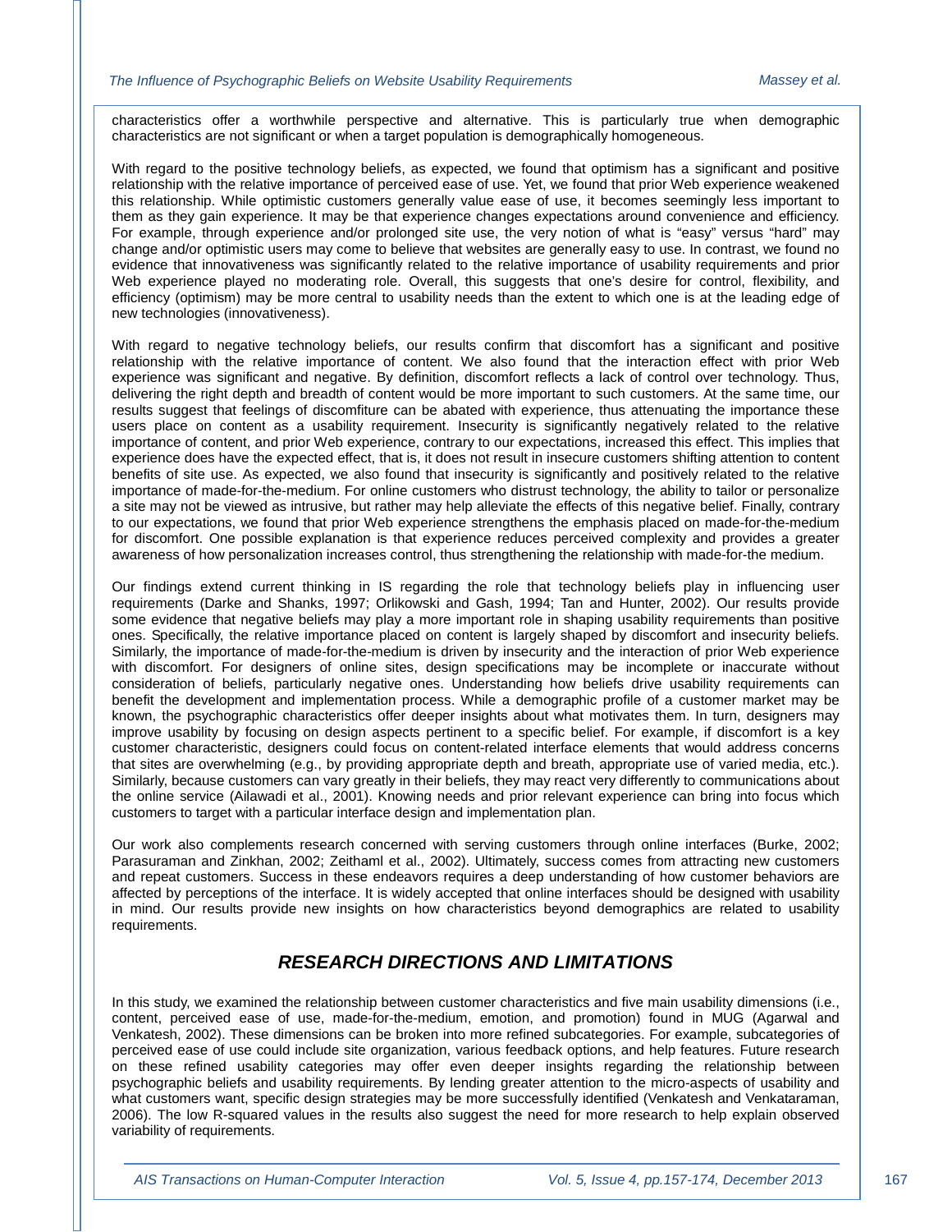characteristics offer a worthwhile perspective and alternative. This is particularly true when demographic characteristics are not significant or when a target population is demographically homogeneous.

With regard to the positive technology beliefs, as expected, we found that optimism has a significant and positive relationship with the relative importance of perceived ease of use. Yet, we found that prior Web experience weakened this relationship. While optimistic customers generally value ease of use, it becomes seemingly less important to them as they gain experience. It may be that experience changes expectations around convenience and efficiency. For example, through experience and/or prolonged site use, the very notion of what is "easy" versus "hard" may change and/or optimistic users may come to believe that websites are generally easy to use. In contrast, we found no evidence that innovativeness was significantly related to the relative importance of usability requirements and prior Web experience played no moderating role. Overall, this suggests that one's desire for control, flexibility, and efficiency (optimism) may be more central to usability needs than the extent to which one is at the leading edge of new technologies (innovativeness).

With regard to negative technology beliefs, our results confirm that discomfort has a significant and positive relationship with the relative importance of content. We also found that the interaction effect with prior Web experience was significant and negative. By definition, discomfort reflects a lack of control over technology. Thus, delivering the right depth and breadth of content would be more important to such customers. At the same time, our results suggest that feelings of discomfiture can be abated with experience, thus attenuating the importance these users place on content as a usability requirement. Insecurity is significantly negatively related to the relative importance of content, and prior Web experience, contrary to our expectations, increased this effect. This implies that experience does have the expected effect, that is, it does not result in insecure customers shifting attention to content benefits of site use. As expected, we also found that insecurity is significantly and positively related to the relative importance of made-for-the-medium. For online customers who distrust technology, the ability to tailor or personalize a site may not be viewed as intrusive, but rather may help alleviate the effects of this negative belief. Finally, contrary to our expectations, we found that prior Web experience strengthens the emphasis placed on made-for-the-medium for discomfort. One possible explanation is that experience reduces perceived complexity and provides a greater awareness of how personalization increases control, thus strengthening the relationship with made-for-the medium.

Our findings extend current thinking in IS regarding the role that technology beliefs play in influencing user requirements (Darke and Shanks, 1997; Orlikowski and Gash, 1994; Tan and Hunter, 2002). Our results provide some evidence that negative beliefs may play a more important role in shaping usability requirements than positive ones. Specifically, the relative importance placed on content is largely shaped by discomfort and insecurity beliefs. Similarly, the importance of made-for-the-medium is driven by insecurity and the interaction of prior Web experience with discomfort. For designers of online sites, design specifications may be incomplete or inaccurate without consideration of beliefs, particularly negative ones. Understanding how beliefs drive usability requirements can benefit the development and implementation process. While a demographic profile of a customer market may be known, the psychographic characteristics offer deeper insights about what motivates them. In turn, designers may improve usability by focusing on design aspects pertinent to a specific belief. For example, if discomfort is a key customer characteristic, designers could focus on content-related interface elements that would address concerns that sites are overwhelming (e.g., by providing appropriate depth and breath, appropriate use of varied media, etc.). Similarly, because customers can vary greatly in their beliefs, they may react very differently to communications about the online service (Ailawadi et al., 2001). Knowing needs and prior relevant experience can bring into focus which customers to target with a particular interface design and implementation plan.

Our work also complements research concerned with serving customers through online interfaces (Burke, 2002; Parasuraman and Zinkhan, 2002; Zeithaml et al., 2002). Ultimately, success comes from attracting new customers and repeat customers. Success in these endeavors requires a deep understanding of how customer behaviors are affected by perceptions of the interface. It is widely accepted that online interfaces should be designed with usability in mind. Our results provide new insights on how characteristics beyond demographics are related to usability requirements.

## RESEARCH DIRECTIONS AND LIMITATIONS

In this study, we examined the relationship between customer characteristics and five main usability dimensions (i.e., content, perceived ease of use, made-for-the-medium, emotion, and promotion) found in MUG (Agarwal and Venkatesh, 2002). These dimensions can be broken into more refined subcategories. For example, subcategories of perceived ease of use could include site organization, various feedback options, and help features. Future research on these refined usability categories may offer even deeper insights regarding the relationship between psychographic beliefs and usability requirements. By lending greater attention to the micro-aspects of usability and what customers want, specific design strategies may be more successfully identified (Venkatesh and Venkataraman, 2006). The low R-squared values in the results also suggest the need for more research to help explain observed variability of requirements.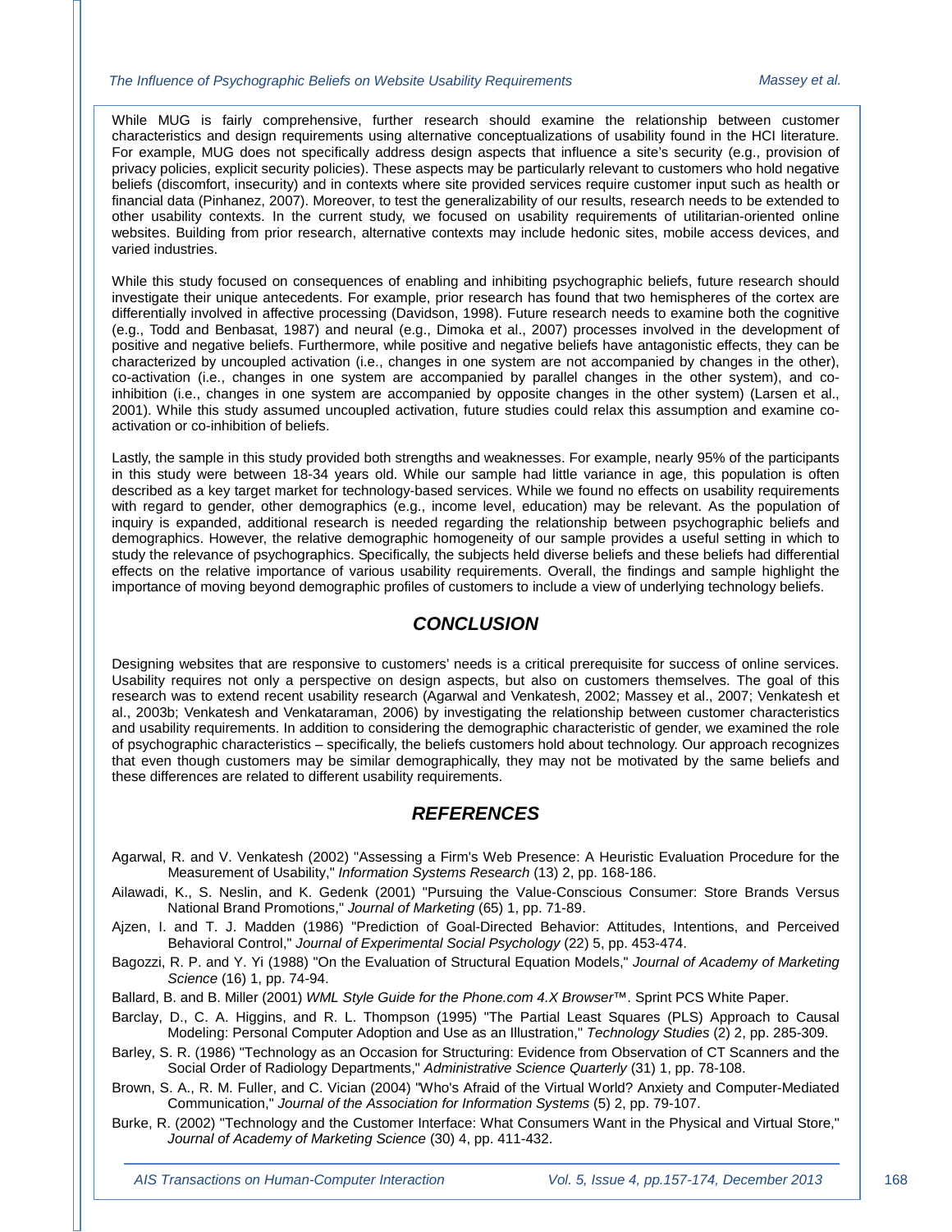While MUG is fairly comprehensive, further research should examine the relationship between customer characteristics and design requirements using alternative conceptualizations of usability found in the HCI literature. For example, MUG does not specifically address design aspects that influence a site's security (e.g., provision of privacy policies, explicit security policies). These aspects may be particularly relevant to customers who hold negative beliefs (discomfort, insecurity) and in contexts where site provided services require customer input such as health or financial data (Pinhanez, 2007). Moreover, to test the generalizability of our results, research needs to be extended to other usability contexts. In the current study, we focused on usability requirements of utilitarian-oriented online websites. Building from prior research, alternative contexts may include hedonic sites, mobile access devices, and varied industries.

While this study focused on consequences of enabling and inhibiting psychographic beliefs, future research should investigate their unique antecedents. For example, prior research has found that two hemispheres of the cortex are differentially involved in affective processing (Davidson, 1998). Future research needs to examine both the cognitive (e.g., Todd and Benbasat, 1987) and neural (e.g., Dimoka et al., 2007) processes involved in the development of positive and negative beliefs. Furthermore, while positive and negative beliefs have antagonistic effects, they can be characterized by uncoupled activation (i.e., changes in one system are not accompanied by changes in the other), co-activation (i.e., changes in one system are accompanied by parallel changes in the other system), and co-inhibition (i.e., changes in one system are accompanied by opposite changes in the other system) (Larsen et al., 2001). While this study assumed uncoupled activation, future studies could relax this assumption and examine co-activation or co-inhibition of beliefs.

Lastly, the sample in this study provided both strengths and weaknesses. For example, nearly 95% of the participants in this study were between 18-34 years old. While our sample had little variance in age, this population is often described as a key target market for technology-based services. While we found no effects on usability requirements with regard to gender, other demographics (e.g., income level, education) may be relevant. As the population of inquiry is expanded, additional research is needed regarding the relationship between psychographic beliefs and demographics. However, the relative demographic homogeneity of our sample provides a useful setting in which to study the relevance of psychographics. Specifically, the subjects held diverse beliefs and these beliefs had differential effects on the relative importance of various usability requirements. Overall, the findings and sample highlight the importance of moving beyond demographic profiles of customers to include a view of underlying technology beliefs.

## CONCLUSION

Designing websites that are responsive to customers' needs is a critical prerequisite for success of online services. Usability requires not only a perspective on design aspects, but also on customers themselves. The goal of this research was to extend recent usability research (Agarwal and Venkatesh, 2002; Massey et al., 2007; Venkatesh et al., 2003b; Venkatesh and Venkataraman, 2006) by investigating the relationship between customer characteristics and usability requirements. In addition to considering the demographic characteristic of gender, we examined the role of psychographic characteristics – specifically, the beliefs customers hold about technology. Our approach recognizes that even though customers may be similar demographically, they may not be motivated by the same beliefs and these differences are related to different usability requirements.

## REFERENCES

Agarwal, R. and V. Venkatesh (2002) "Assessing a Firm's Web Presence: A Heuristic Evaluation Procedure for the Measurement of Usability," *Information Systems Research* (13) 2, pp. 168-186.

Ailawadi, K., S. Neslin, and K. Gedenk (2001) "Pursuing the Value-Conscious Consumer: Store Brands Versus National Brand Promotions," *Journal of Marketing* (65) 1, pp. 71-89.

Ajzen, I. and T. J. Madden (1986) "Prediction of Goal-Directed Behavior: Attitudes, Intentions, and Perceived Behavioral Control," *Journal of Experimental Social Psychology* (22) 5, pp. 453-474.

Bagozzi, R. P. and Y. Yi (1988) "On the Evaluation of Structural Equation Models," *Journal of Academy of Marketing Science* (16) 1, pp. 74-94.

Ballard, B. and B. Miller (2001) *WML Style Guide for the Phone.com 4.X Browser™*. Sprint PCS White Paper.

Barclay, D., C. A. Higgins, and R. L. Thompson (1995) "The Partial Least Squares (PLS) Approach to Causal Modeling: Personal Computer Adoption and Use as an Illustration," *Technology Studies* (2) 2, pp. 285-309.

Barley, S. R. (1986) "Technology as an Occasion for Structuring: Evidence from Observation of CT Scanners and the Social Order of Radiology Departments," *Administrative Science Quarterly* (31) 1, pp. 78-108.

Brown, S. A., R. M. Fuller, and C. Vician (2004) "Who's Afraid of the Virtual World? Anxiety and Computer-Mediated Communication," *Journal of the Association for Information Systems* (5) 2, pp. 79-107.

Burke, R. (2002) "Technology and the Customer Interface: What Consumers Want in the Physical and Virtual Store," *Journal of Academy of Marketing Science* (30) 4, pp. 411-432.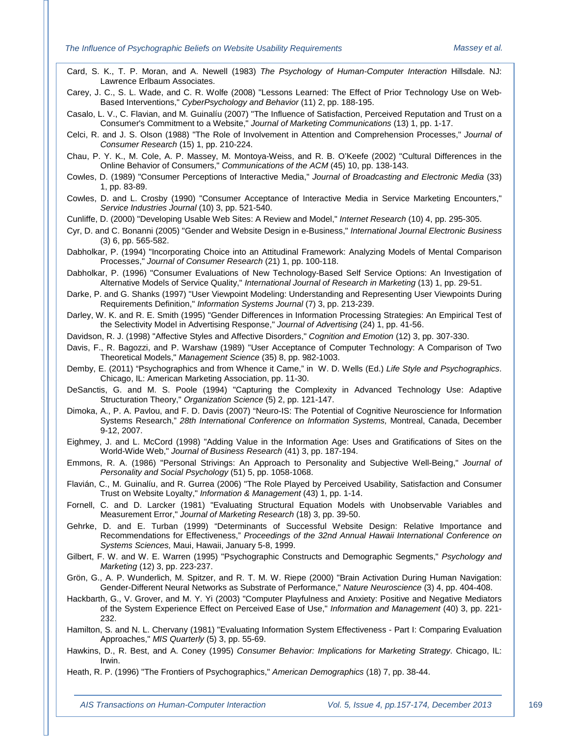Card, S. K., T. P. Moran, and A. Newell (1983) *The Psychology of Human-Computer Interaction* Hillsdale. NJ: Lawrence Erlbaum Associates.

Carey, J. C., S. L. Wade, and C. R. Wolfe (2008) "Lessons Learned: The Effect of Prior Technology Use on Web-Based Interventions," *CyberPsychology and Behavior* (11) 2, pp. 188-195.

Casalo, L. V., C. Flavian, and M. Guinalíu (2007) "The Influence of Satisfaction, Perceived Reputation and Trust on a Consumer's Commitment to a Website," *Journal of Marketing Communications* (13) 1, pp. 1-17.

Celci, R. and J. S. Olson (1988) "The Role of Involvement in Attention and Comprehension Processes," *Journal of Consumer Research* (15) 1, pp. 210-224.

Chau, P. Y. K., M. Cole, A. P. Massey, M. Montoya-Weiss, and R. B. O'Keefe (2002) "Cultural Differences in the Online Behavior of Consumers," *Communications of the ACM* (45) 10, pp. 138-143.

Cowles, D. (1989) "Consumer Perceptions of Interactive Media," *Journal of Broadcasting and Electronic Media* (33) 1, pp. 83-89.

Cowles, D. and L. Crosby (1990) "Consumer Acceptance of Interactive Media in Service Marketing Encounters," *Service Industries Journal* (10) 3, pp. 521-540.

Cunliffe, D. (2000) "Developing Usable Web Sites: A Review and Model," *Internet Research* (10) 4, pp. 295-305.

Cyr, D. and C. Bonanni (2005) "Gender and Website Design in e-Business," *International Journal Electronic Business* (3) 6, pp. 565-582.

Dabholkar, P. (1994) "Incorporating Choice into an Attitudinal Framework: Analyzing Models of Mental Comparison Processes," *Journal of Consumer Research* (21) 1, pp. 100-118.

Dabholkar, P. (1996) "Consumer Evaluations of New Technology-Based Self Service Options: An Investigation of Alternative Models of Service Quality," *International Journal of Research in Marketing* (13) 1, pp. 29-51.

Darke, P. and G. Shanks (1997) "User Viewpoint Modeling: Understanding and Representing User Viewpoints During Requirements Definition," *Information Systems Journal* (7) 3, pp. 213-239.

Darley, W. K. and R. E. Smith (1995) "Gender Differences in Information Processing Strategies: An Empirical Test of the Selectivity Model in Advertising Response," *Journal of Advertising* (24) 1, pp. 41-56.

Davidson, R. J. (1998) "Affective Styles and Affective Disorders," *Cognition and Emotion* (12) 3, pp. 307-330.

Davis, F., R. Bagozzi, and P. Warshaw (1989) "User Acceptance of Computer Technology: A Comparison of Two Theoretical Models," *Management Science* (35) 8, pp. 982-1003.

Demby, E. (2011) "Psychographics and from Whence it Came," in W. D. Wells (Ed.) *Life Style and Psychographics*. Chicago, IL: American Marketing Association, pp. 11-30.

DeSanctis, G. and M. S. Poole (1994) "Capturing the Complexity in Advanced Technology Use: Adaptive Structuration Theory," *Organization Science* (5) 2, pp. 121-147.

Dimoka, A., P. A. Pavlou, and F. D. Davis (2007) "Neuro-IS: The Potential of Cognitive Neuroscience for Information Systems Research," *28th International Conference on Information Systems,* Montreal, Canada, December 9-12, 2007.

Eighmey, J. and L. McCord (1998) "Adding Value in the Information Age: Uses and Gratifications of Sites on the World-Wide Web," *Journal of Business Research* (41) 3, pp. 187-194.

Emmons, R. A. (1986) "Personal Strivings: An Approach to Personality and Subjective Well-Being," *Journal of Personality and Social Psychology* (51) 5, pp. 1058-1068.

Flavián, C., M. Guinalíu, and R. Gurrea (2006) "The Role Played by Perceived Usability, Satisfaction and Consumer Trust on Website Loyalty," *Information & Management* (43) 1, pp. 1-14.

Fornell, C. and D. Larcker (1981) "Evaluating Structural Equation Models with Unobservable Variables and Measurement Error," *Journal of Marketing Research* (18) 3, pp. 39-50.

Gehrke, D. and E. Turban (1999) "Determinants of Successful Website Design: Relative Importance and Recommendations for Effectiveness," *Proceedings of the 32nd Annual Hawaii International Conference on Systems Sciences,* Maui, Hawaii, January 5-8, 1999.

Gilbert, F. W. and W. E. Warren (1995) "Psychographic Constructs and Demographic Segments," *Psychology and Marketing* (12) 3, pp. 223-237.

Grön, G., A. P. Wunderlich, M. Spitzer, and R. T. M. W. Riepe (2000) "Brain Activation During Human Navigation: Gender-Different Neural Networks as Substrate of Performance," *Nature Neuroscience* (3) 4, pp. 404-408.

Hackbarth, G., V. Grover, and M. Y. Yi (2003) "Computer Playfulness and Anxiety: Positive and Negative Mediators of the System Experience Effect on Perceived Ease of Use," *Information and Management* (40) 3, pp. 221-232.

Hamilton, S. and N. L. Chervany (1981) "Evaluating Information System Effectiveness - Part I: Comparing Evaluation Approaches," *MIS Quarterly* (5) 3, pp. 55-69.

Hawkins, D., R. Best, and A. Coney (1995) *Consumer Behavior: Implications for Marketing Strategy*. Chicago, IL: Irwin.

Heath, R. P. (1996) "The Frontiers of Psychographics," *American Demographics* (18) 7, pp. 38-44.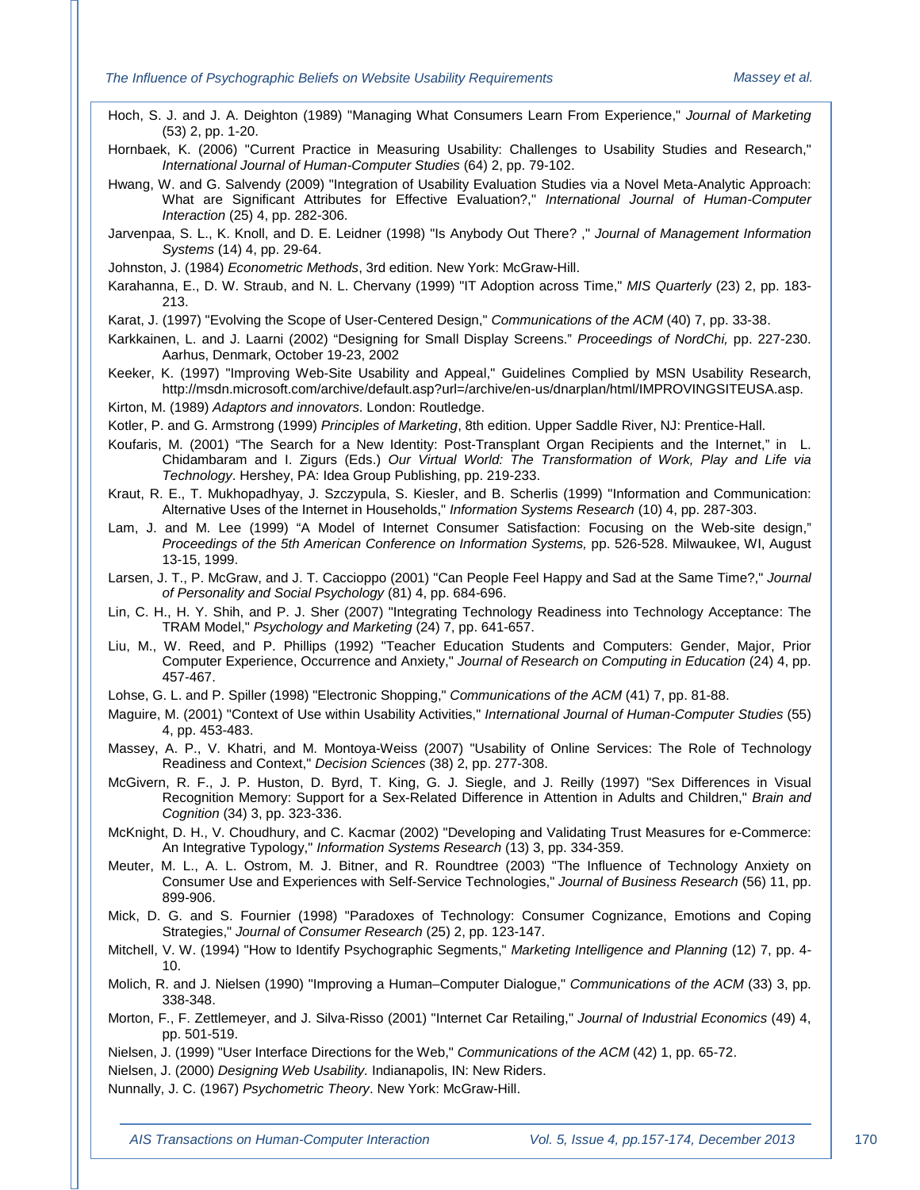Hoch, S. J. and J. A. Deighton (1989) "Managing What Consumers Learn From Experience," *Journal of Marketing* (53) 2, pp. 1-20.

Hornbaek, K. (2006) "Current Practice in Measuring Usability: Challenges to Usability Studies and Research," *International Journal of Human-Computer Studies* (64) 2, pp. 79-102.

Hwang, W. and G. Salvendy (2009) "Integration of Usability Evaluation Studies via a Novel Meta-Analytic Approach: What are Significant Attributes for Effective Evaluation?," *International Journal of Human-Computer Interaction* (25) 4, pp. 282-306.

Jarvenpaa, S. L., K. Knoll, and D. E. Leidner (1998) "Is Anybody Out There? ," *Journal of Management Information Systems* (14) 4, pp. 29-64.

Johnston, J. (1984) *Econometric Methods*, 3rd edition. New York: McGraw-Hill.

Karahanna, E., D. W. Straub, and N. L. Chervany (1999) "IT Adoption across Time," *MIS Quarterly* (23) 2, pp. 183-213.

Karat, J. (1997) "Evolving the Scope of User-Centered Design," *Communications of the ACM* (40) 7, pp. 33-38.

Karkkainen, L. and J. Laarni (2002) "Designing for Small Display Screens." *Proceedings of NordChi,* pp. 227-230. Aarhus, Denmark, October 19-23, 2002

Keeker, K. (1997) "Improving Web-Site Usability and Appeal," Guidelines Complied by MSN Usability Research, http://msdn.microsoft.com/archive/default.asp?url=/archive/en-us/dnarplan/html/IMPROVINGSITEUSA.asp.

Kirton, M. (1989) *Adaptors and innovators*. London: Routledge.

Kotler, P. and G. Armstrong (1999) *Principles of Marketing*, 8th edition. Upper Saddle River, NJ: Prentice-Hall.

Koufaris, M. (2001) "The Search for a New Identity: Post-Transplant Organ Recipients and the Internet," in L. Chidambaram and I. Zigurs (Eds.) *Our Virtual World: The Transformation of Work, Play and Life via Technology*. Hershey, PA: Idea Group Publishing, pp. 219-233.

Kraut, R. E., T. Mukhopadhyay, J. Szczypula, S. Kiesler, and B. Scherlis (1999) "Information and Communication: Alternative Uses of the Internet in Households," *Information Systems Research* (10) 4, pp. 287-303.

Lam, J. and M. Lee (1999) "A Model of Internet Consumer Satisfaction: Focusing on the Web-site design," *Proceedings of the 5th American Conference on Information Systems,* pp. 526-528. Milwaukee, WI, August 13-15, 1999.

Larsen, J. T., P. McGraw, and J. T. Caccioppo (2001) "Can People Feel Happy and Sad at the Same Time?," *Journal of Personality and Social Psychology* (81) 4, pp. 684-696.

Lin, C. H., H. Y. Shih, and P. J. Sher (2007) "Integrating Technology Readiness into Technology Acceptance: The TRAM Model," *Psychology and Marketing* (24) 7, pp. 641-657.

Liu, M., W. Reed, and P. Phillips (1992) "Teacher Education Students and Computers: Gender, Major, Prior Computer Experience, Occurrence and Anxiety," *Journal of Research on Computing in Education* (24) 4, pp. 457-467.

Lohse, G. L. and P. Spiller (1998) "Electronic Shopping," *Communications of the ACM* (41) 7, pp. 81-88.

Maguire, M. (2001) "Context of Use within Usability Activities," *International Journal of Human-Computer Studies* (55) 4, pp. 453-483.

Massey, A. P., V. Khatri, and M. Montoya-Weiss (2007) "Usability of Online Services: The Role of Technology Readiness and Context," *Decision Sciences* (38) 2, pp. 277-308.

McGivern, R. F., J. P. Huston, D. Byrd, T. King, G. J. Siegle, and J. Reilly (1997) "Sex Differences in Visual Recognition Memory: Support for a Sex-Related Difference in Attention in Adults and Children," *Brain and Cognition* (34) 3, pp. 323-336.

McKnight, D. H., V. Choudhury, and C. Kacmar (2002) "Developing and Validating Trust Measures for e-Commerce: An Integrative Typology," *Information Systems Research* (13) 3, pp. 334-359.

Meuter, M. L., A. L. Ostrom, M. J. Bitner, and R. Roundtree (2003) "The Influence of Technology Anxiety on Consumer Use and Experiences with Self-Service Technologies," *Journal of Business Research* (56) 11, pp. 899-906.

Mick, D. G. and S. Fournier (1998) "Paradoxes of Technology: Consumer Cognizance, Emotions and Coping Strategies," *Journal of Consumer Research* (25) 2, pp. 123-147.

Mitchell, V. W. (1994) "How to Identify Psychographic Segments," *Marketing Intelligence and Planning* (12) 7, pp. 4-10.

Molich, R. and J. Nielsen (1990) "Improving a Human–Computer Dialogue," *Communications of the ACM* (33) 3, pp. 338-348.

Morton, F., F. Zettlemeyer, and J. Silva-Risso (2001) "Internet Car Retailing," *Journal of Industrial Economics* (49) 4, pp. 501-519.

Nielsen, J. (1999) "User Interface Directions for the Web," *Communications of the ACM* (42) 1, pp. 65-72.

Nielsen, J. (2000) *Designing Web Usability.* Indianapolis, IN: New Riders.

Nunnally, J. C. (1967) *Psychometric Theory*. New York: McGraw-Hill.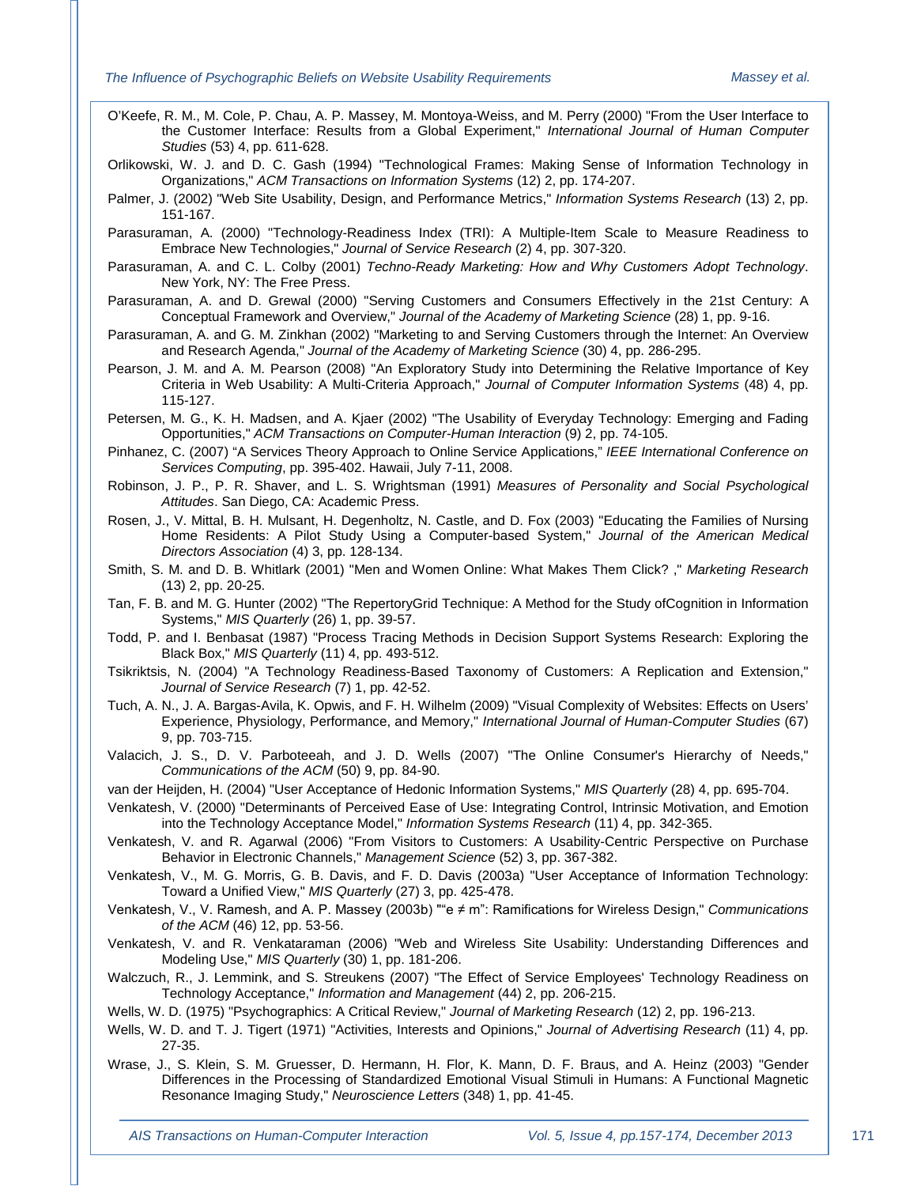O'Keefe, R. M., M. Cole, P. Chau, A. P. Massey, M. Montoya-Weiss, and M. Perry (2000) "From the User Interface to the Customer Interface: Results from a Global Experiment," *International Journal of Human Computer Studies* (53) 4, pp. 611-628.

Orlikowski, W. J. and D. C. Gash (1994) "Technological Frames: Making Sense of Information Technology in Organizations," *ACM Transactions on Information Systems* (12) 2, pp. 174-207.

Palmer, J. (2002) "Web Site Usability, Design, and Performance Metrics," *Information Systems Research* (13) 2, pp. 151-167.

Parasuraman, A. (2000) "Technology-Readiness Index (TRI): A Multiple-Item Scale to Measure Readiness to Embrace New Technologies," *Journal of Service Research* (2) 4, pp. 307-320.

Parasuraman, A. and C. L. Colby (2001) *Techno-Ready Marketing: How and Why Customers Adopt Technology*. New York, NY: The Free Press.

Parasuraman, A. and D. Grewal (2000) "Serving Customers and Consumers Effectively in the 21st Century: A Conceptual Framework and Overview," *Journal of the Academy of Marketing Science* (28) 1, pp. 9-16.

Parasuraman, A. and G. M. Zinkhan (2002) "Marketing to and Serving Customers through the Internet: An Overview and Research Agenda," *Journal of the Academy of Marketing Science* (30) 4, pp. 286-295.

Pearson, J. M. and A. M. Pearson (2008) "An Exploratory Study into Determining the Relative Importance of Key Criteria in Web Usability: A Multi-Criteria Approach," *Journal of Computer Information Systems* (48) 4, pp. 115-127.

Petersen, M. G., K. H. Madsen, and A. Kjaer (2002) "The Usability of Everyday Technology: Emerging and Fading Opportunities," *ACM Transactions on Computer-Human Interaction* (9) 2, pp. 74-105.

Pinhanez, C. (2007) "A Services Theory Approach to Online Service Applications," *IEEE International Conference on Services Computing*, pp. 395-402. Hawaii, July 7-11, 2008.

Robinson, J. P., P. R. Shaver, and L. S. Wrightsman (1991) *Measures of Personality and Social Psychological Attitudes*. San Diego, CA: Academic Press.

Rosen, J., V. Mittal, B. H. Mulsant, H. Degenholtz, N. Castle, and D. Fox (2003) "Educating the Families of Nursing Home Residents: A Pilot Study Using a Computer-based System," *Journal of the American Medical Directors Association* (4) 3, pp. 128-134.

Smith, S. M. and D. B. Whitlark (2001) "Men and Women Online: What Makes Them Click? ," *Marketing Research* (13) 2, pp. 20-25.

Tan, F. B. and M. G. Hunter (2002) "The RepertoryGrid Technique: A Method for the Study ofCognition in Information Systems," *MIS Quarterly* (26) 1, pp. 39-57.

Todd, P. and I. Benbasat (1987) "Process Tracing Methods in Decision Support Systems Research: Exploring the Black Box," *MIS Quarterly* (11) 4, pp. 493-512.

Tsikriktsis, N. (2004) "A Technology Readiness-Based Taxonomy of Customers: A Replication and Extension," *Journal of Service Research* (7) 1, pp. 42-52.

Tuch, A. N., J. A. Bargas-Avila, K. Opwis, and F. H. Wilhelm (2009) "Visual Complexity of Websites: Effects on Users' Experience, Physiology, Performance, and Memory," *International Journal of Human-Computer Studies* (67) 9, pp. 703-715.

Valacich, J. S., D. V. Parboteeah, and J. D. Wells (2007) "The Online Consumer's Hierarchy of Needs," *Communications of the ACM* (50) 9, pp. 84-90.

van der Heijden, H. (2004) "User Acceptance of Hedonic Information Systems," *MIS Quarterly* (28) 4, pp. 695-704.

Venkatesh, V. (2000) "Determinants of Perceived Ease of Use: Integrating Control, Intrinsic Motivation, and Emotion into the Technology Acceptance Model," *Information Systems Research* (11) 4, pp. 342-365.

Venkatesh, V. and R. Agarwal (2006) "From Visitors to Customers: A Usability-Centric Perspective on Purchase Behavior in Electronic Channels," *Management Science* (52) 3, pp. 367-382.

Venkatesh, V., M. G. Morris, G. B. Davis, and F. D. Davis (2003a) "User Acceptance of Information Technology: Toward a Unified View," *MIS Quarterly* (27) 3, pp. 425-478.

Venkatesh, V., V. Ramesh, and A. P. Massey (2003b) ""e ≠ m": Ramifications for Wireless Design," *Communications of the ACM* (46) 12, pp. 53-56.

Venkatesh, V. and R. Venkataraman (2006) "Web and Wireless Site Usability: Understanding Differences and Modeling Use," *MIS Quarterly* (30) 1, pp. 181-206.

Walczuch, R., J. Lemmink, and S. Streukens (2007) "The Effect of Service Employees' Technology Readiness on Technology Acceptance," *Information and Management* (44) 2, pp. 206-215.

Wells, W. D. (1975) "Psychographics: A Critical Review," *Journal of Marketing Research* (12) 2, pp. 196-213.

Wells, W. D. and T. J. Tigert (1971) "Activities, Interests and Opinions," *Journal of Advertising Research* (11) 4, pp. 27-35.

Wrase, J., S. Klein, S. M. Gruesser, D. Hermann, H. Flor, K. Mann, D. F. Braus, and A. Heinz (2003) "Gender Differences in the Processing of Standardized Emotional Visual Stimuli in Humans: A Functional Magnetic Resonance Imaging Study," *Neuroscience Letters* (348) 1, pp. 41-45.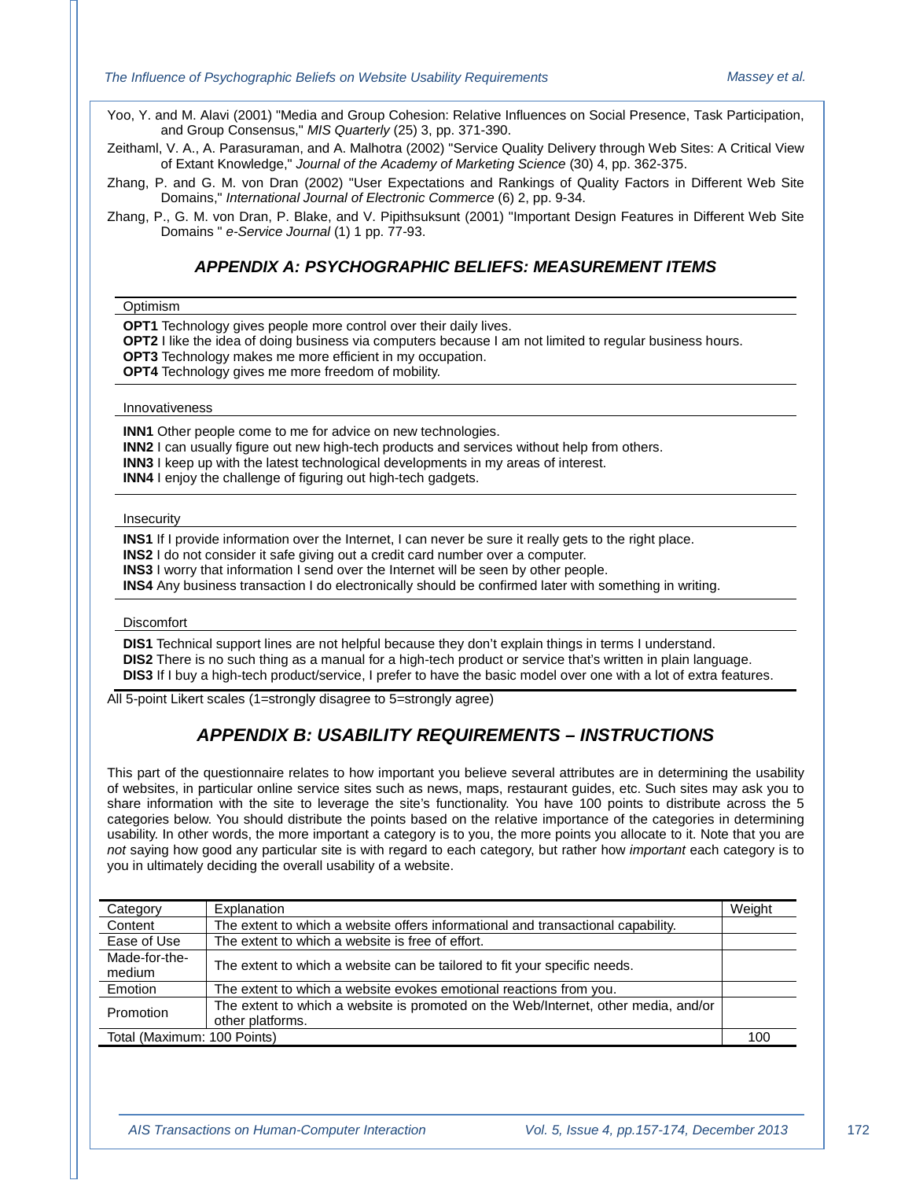Yoo, Y. and M. Alavi (2001) "Media and Group Cohesion: Relative Influences on Social Presence, Task Participation, and Group Consensus," *MIS Quarterly* (25) 3, pp. 371-390.

Zeithaml, V. A., A. Parasuraman, and A. Malhotra (2002) "Service Quality Delivery through Web Sites: A Critical View of Extant Knowledge," *Journal of the Academy of Marketing Science* (30) 4, pp. 362-375.

Zhang, P. and G. M. von Dran (2002) "User Expectations and Rankings of Quality Factors in Different Web Site Domains," *International Journal of Electronic Commerce* (6) 2, pp. 9-34.

Zhang, P., G. M. von Dran, P. Blake, and V. Pipithsuksunt (2001) "Important Design Features in Different Web Site Domains " *e-Service Journal* (1) 1 pp. 77-93.

## APPENDIX A: PSYCHOGRAPHIC BELIEFS: MEASUREMENT ITEMS

Optimism

**OPT1** Technology gives people more control over their daily lives.
**OPT2** I like the idea of doing business via computers because I am not limited to regular business hours.
**OPT3** Technology makes me more efficient in my occupation.
**OPT4** Technology gives me more freedom of mobility.

Innovativeness

**INN1** Other people come to me for advice on new technologies.
**INN2** I can usually figure out new high-tech products and services without help from others.
**INN3** I keep up with the latest technological developments in my areas of interest.
**INN4** I enjoy the challenge of figuring out high-tech gadgets.

Insecurity

**INS1** If I provide information over the Internet, I can never be sure it really gets to the right place.
**INS2** I do not consider it safe giving out a credit card number over a computer.
**INS3** I worry that information I send over the Internet will be seen by other people.
**INS4** Any business transaction I do electronically should be confirmed later with something in writing.

Discomfort

**DIS1** Technical support lines are not helpful because they don't explain things in terms I understand.
**DIS2** There is no such thing as a manual for a high-tech product or service that's written in plain language.
**DIS3** If I buy a high-tech product/service, I prefer to have the basic model over one with a lot of extra features.

All 5-point Likert scales (1=strongly disagree to 5=strongly agree)

## APPENDIX B: USABILITY REQUIREMENTS – INSTRUCTIONS

This part of the questionnaire relates to how important you believe several attributes are in determining the usability of websites, in particular online service sites such as news, maps, restaurant guides, etc. Such sites may ask you to share information with the site to leverage the site's functionality. You have 100 points to distribute across the 5 categories below. You should distribute the points based on the relative importance of the categories in determining usability. In other words, the more important a category is to you, the more points you allocate to it. Note that you are *not* saying how good any particular site is with regard to each category, but rather how *important* each category is to you in ultimately deciding the overall usability of a website.

| Category | Explanation | Weight |
|---|---|---|
| Content | The extent to which a website offers informational and transactional capability. | |
| Ease of Use | The extent to which a website is free of effort. | |
| Made-for-the-medium | The extent to which a website can be tailored to fit your specific needs. | |
| Emotion | The extent to which a website evokes emotional reactions from you. | |
| Promotion | The extent to which a website is promoted on the Web/Internet, other media, and/or other platforms. | |
| Total (Maximum: 100 Points) | | 100 |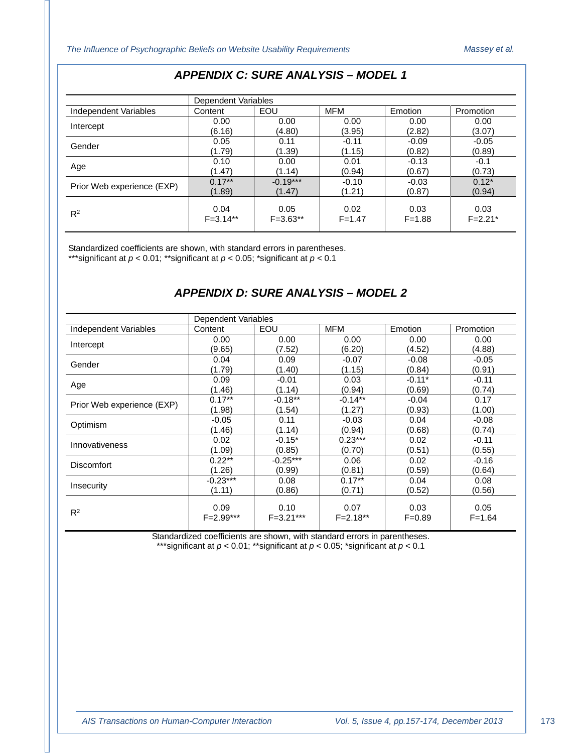## APPENDIX C: SURE ANALYSIS – MODEL 1

| | Dependent Variables | | | | |
|---|---|---|---|---|---|
| Independent Variables | Content | EOU | MFM | Emotion | Promotion |
| Intercept | 0.00 (6.16) | 0.00 (4.80) | 0.00 (3.95) | 0.00 (2.82) | 0.00 (3.07) |
| Gender | 0.05 (1.79) | 0.11 (1.39) | -0.11 (1.15) | -0.09 (0.82) | -0.05 (0.89) |
| Age | 0.10 (1.47) | 0.00 (1.14) | 0.01 (0.94) | -0.13 (0.67) | -0.1 (0.73) |
| Prior Web experience (EXP) | 0.17** (1.89) | -0.19*** (1.47) | -0.10 (1.21) | -0.03 (0.87) | 0.12* (0.94) |
| $R^2$ | 0.04 F=3.14** | 0.05 F=3.63** | 0.02 F=1.47 | 0.03 F=1.88 | 0.03 F=2.21* |

Standardized coefficients are shown, with standard errors in parentheses.
***significant at $p < 0.01$; **significant at $p < 0.05$; *significant at $p < 0.1$

## APPENDIX D: SURE ANALYSIS – MODEL 2

| | Dependent Variables | | | | |
|---|---|---|---|---|---|
| Independent Variables | Content | EOU | MFM | Emotion | Promotion |
| Intercept | 0.00 (9.65) | 0.00 (7.52) | 0.00 (6.20) | 0.00 (4.52) | 0.00 (4.88) |
| Gender | 0.04 (1.79) | 0.09 (1.40) | -0.07 (1.15) | -0.08 (0.84) | -0.05 (0.91) |
| Age | 0.09 (1.46) | -0.01 (1.14) | 0.03 (0.94) | -0.11* (0.69) | -0.11 (0.74) |
| Prior Web experience (EXP) | 0.17** (1.98) | -0.18** (1.54) | -0.14** (1.27) | -0.04 (0.93) | 0.17 (1.00) |
| Optimism | -0.05 (1.46) | 0.11 (1.14) | -0.03 (0.94) | 0.04 (0.68) | -0.08 (0.74) |
| Innovativeness | 0.02 (1.09) | -0.15* (0.85) | 0.23*** (0.70) | 0.02 (0.51) | -0.11 (0.55) |
| Discomfort | 0.22** (1.26) | -0.25*** (0.99) | 0.06 (0.81) | 0.02 (0.59) | -0.16 (0.64) |
| Insecurity | -0.23*** (1.11) | 0.08 (0.86) | 0.17** (0.71) | 0.04 (0.52) | 0.08 (0.56) |
| $R^2$ | 0.09 F=2.99*** | 0.10 F=3.21*** | 0.07 F=2.18** | 0.03 F=0.89 | 0.05 F=1.64 |

Standardized coefficients are shown, with standard errors in parentheses.
***significant at $p < 0.01$; **significant at $p < 0.05$; *significant at $p < 0.1$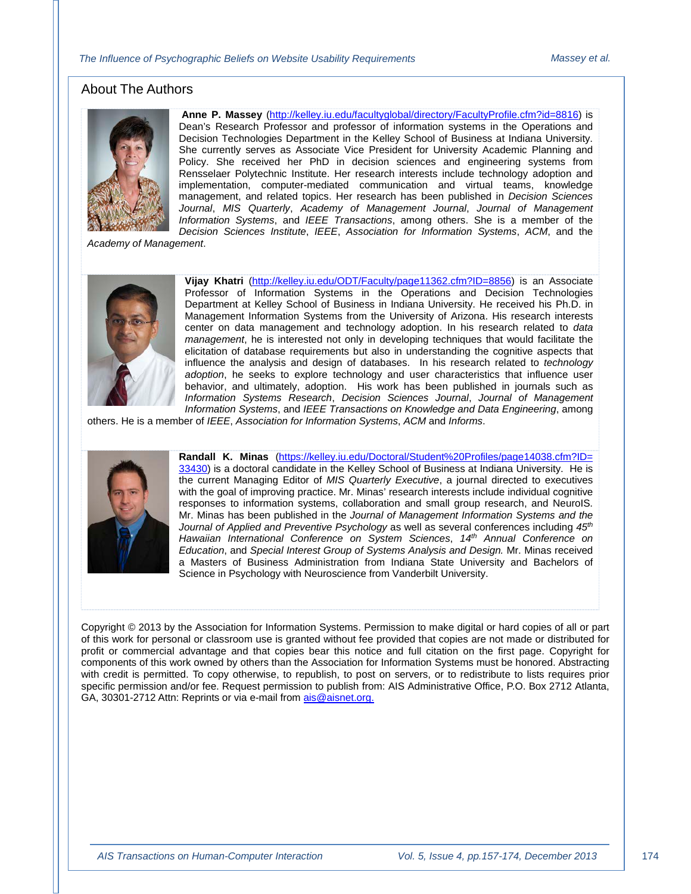## About The Authors

**Anne P. Massey** (http://kelley.iu.edu/facultyglobal/directory/FacultyProfile.cfm?id=8816) is Dean's Research Professor and professor of information systems in the Operations and Decision Technologies Department in the Kelley School of Business at Indiana University. She currently serves as Associate Vice President for University Academic Planning and Policy. She received her PhD in decision sciences and engineering systems from Rensselaer Polytechnic Institute. Her research interests include technology adoption and implementation, computer-mediated communication and virtual teams, knowledge management, and related topics. Her research has been published in *Decision Sciences Journal*, *MIS Quarterly*, *Academy of Management Journal*, *Journal of Management Information Systems*, and *IEEE Transactions*, among others. She is a member of the *Decision Sciences Institute*, *IEEE*, *Association for Information Systems*, *ACM*, and the *Academy of Management*.

**Vijay Khatri** (http://kelley.iu.edu/ODT/Faculty/page11362.cfm?ID=8856) is an Associate Professor of Information Systems in the Operations and Decision Technologies Department at Kelley School of Business in Indiana University. He received his Ph.D. in Management Information Systems from the University of Arizona. His research interests center on data management and technology adoption. In his research related to *data management*, he is interested not only in developing techniques that would facilitate the elicitation of database requirements but also in understanding the cognitive aspects that influence the analysis and design of databases. In his research related to *technology adoption*, he seeks to explore technology and user characteristics that influence user behavior, and ultimately, adoption. His work has been published in journals such as *Information Systems Research*, *Decision Sciences Journal*, *Journal of Management Information Systems*, and *IEEE Transactions on Knowledge and Data Engineering*, among others. He is a member of *IEEE*, *Association for Information Systems*, *ACM* and *Informs*.

**Randall K. Minas** (https://kelley.iu.edu/Doctoral/Student%20Profiles/page14038.cfm?ID=33430) is a doctoral candidate in the Kelley School of Business at Indiana University. He is the current Managing Editor of *MIS Quarterly Executive*, a journal directed to executives with the goal of improving practice. Mr. Minas' research interests include individual cognitive responses to information systems, collaboration and small group research, and NeuroIS. Mr. Minas has been published in the *Journal of Management Information Systems and the Journal of Applied and Preventive Psychology* as well as several conferences including *45th Hawaiian International Conference on System Sciences*, *14th Annual Conference on Education*, and *Special Interest Group of Systems Analysis and Design.* Mr. Minas received a Masters of Business Administration from Indiana State University and Bachelors of Science in Psychology with Neuroscience from Vanderbilt University.

Copyright © 2013 by the Association for Information Systems. Permission to make digital or hard copies of all or part of this work for personal or classroom use is granted without fee provided that copies are not made or distributed for profit or commercial advantage and that copies bear this notice and full citation on the first page. Copyright for components of this work owned by others than the Association for Information Systems must be honored. Abstracting with credit is permitted. To copy otherwise, to republish, to post on servers, or to redistribute to lists requires prior specific permission and/or fee. Request permission to publish from: AIS Administrative Office, P.O. Box 2712 Atlanta, GA, 30301-2712 Attn: Reprints or via e-mail from ais@aisnet.org.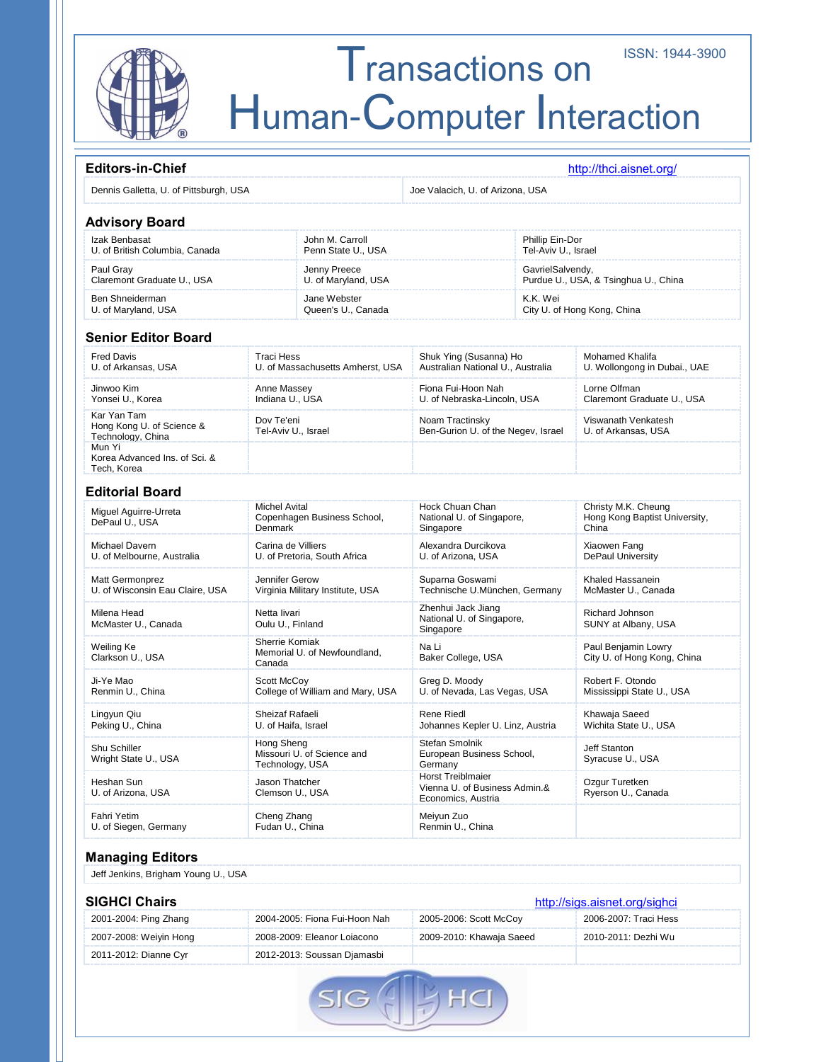# Transactions on Human-Computer Interaction

ISSN: 1944-3900

## Editors-in-Chief

http://thci.aisnet.org/

| | |
|---|---|
| Dennis Galletta, U. of Pittsburgh, USA | Joe Valacich, U. of Arizona, USA |

## Advisory Board

| | | |
|---|---|---|
| Izak Benbasat<br>U. of British Columbia, Canada | John M. Carroll<br>Penn State U., USA | Phillip Ein-Dor<br>Tel-Aviv U., Israel |
| Paul Gray<br>Claremont Graduate U., USA | Jenny Preece<br>U. of Maryland, USA | GavrielSalvendy,<br>Purdue U., USA, & Tsinghua U., China |
| Ben Shneiderman<br>U. of Maryland, USA | Jane Webster<br>Queen's U., Canada | K.K. Wei<br>City U. of Hong Kong, China |

## Senior Editor Board

| | | | |
|---|---|---|---|
| Fred Davis<br>U. of Arkansas, USA | Traci Hess<br>U. of Massachusetts Amherst, USA | Shuk Ying (Susanna) Ho<br>Australian National U., Australia | Mohamed Khalifa<br>U. Wollongong in Dubai., UAE |
| Jinwoo Kim<br>Yonsei U., Korea | Anne Massey<br>Indiana U., USA | Fiona Fui-Hoon Nah<br>U. of Nebraska-Lincoln, USA | Lorne Olfman<br>Claremont Graduate U., USA |
| Kar Yan Tam<br>Hong Kong U. of Science & Technology, China | Dov Te'eni<br>Tel-Aviv U., Israel | Noam Tractinsky<br>Ben-Gurion U. of the Negev, Israel | Viswanath Venkatesh<br>U. of Arkansas, USA |
| Mun Yi<br>Korea Advanced Ins. of Sci. & Tech, Korea | | | |

## Editorial Board

| | | | |
|---|---|---|---|
| Miguel Aguirre-Urreta<br>DePaul U., USA | Michel Avital<br>Copenhagen Business School, Denmark | Hock Chuan Chan<br>National U. of Singapore, Singapore | Christy M.K. Cheung<br>Hong Kong Baptist University, China |
| Michael Davern<br>U. of Melbourne, Australia | Carina de Villiers<br>U. of Pretoria, South Africa | Alexandra Durcikova<br>U. of Arizona, USA | Xiaowen Fang<br>DePaul University |
| Matt Germonprez<br>U. of Wisconsin Eau Claire, USA | Jennifer Gerow<br>Virginia Military Institute, USA | Suparna Goswami<br>Technische U.München, Germany | Khaled Hassanein<br>McMaster U., Canada |
| Milena Head<br>McMaster U., Canada | Netta Iivari<br>Oulu U., Finland | Zhenhui Jack Jiang<br>National U. of Singapore, Singapore | Richard Johnson<br>SUNY at Albany, USA |
| Weiling Ke<br>Clarkson U., USA | Sherrie Komiak<br>Memorial U. of Newfoundland, Canada | Na Li<br>Baker College, USA | Paul Benjamin Lowry<br>City U. of Hong Kong, China |
| Ji-Ye Mao<br>Renmin U., China | Scott McCoy<br>College of William and Mary, USA | Greg D. Moody<br>U. of Nevada, Las Vegas, USA | Robert F. Otondo<br>Mississippi State U., USA |
| Lingyun Qiu<br>Peking U., China | Sheizaf Rafaeli<br>U. of Haifa, Israel | Rene Riedl<br>Johannes Kepler U. Linz, Austria | Khawaja Saeed<br>Wichita State U., USA |
| Shu Schiller<br>Wright State U., USA | Hong Sheng<br>Missouri U. of Science and Technology, USA | Stefan Smolnik<br>European Business School, Germany | Jeff Stanton<br>Syracuse U., USA |
| Heshan Sun<br>U. of Arizona, USA | Jason Thatcher<br>Clemson U., USA | Horst Treiblmaier<br>Vienna U. of Business Admin.& Economics, Austria | Ozgur Turetken<br>Ryerson U., Canada |
| Fahri Yetim<br>U. of Siegen, Germany | Cheng Zhang<br>Fudan U., China | Meiyun Zuo<br>Renmin U., China | |

## Managing Editors

| |
|---|
| Jeff Jenkins, Brigham Young U., USA |

## SIGHCI Chairs

http://sigs.aisnet.org/sighci

| | | | |
|---|---|---|---|
| 2001-2004: Ping Zhang | 2004-2005: Fiona Fui-Hoon Nah | 2005-2006: Scott McCoy | 2006-2007: Traci Hess |
| 2007-2008: Weiyin Hong | 2008-2009: Eleanor Loiacono | 2009-2010: Khawaja Saeed | 2010-2011: Dezhi Wu |
| 2011-2012: Dianne Cyr | 2012-2013: Soussan Djamasbi | | |